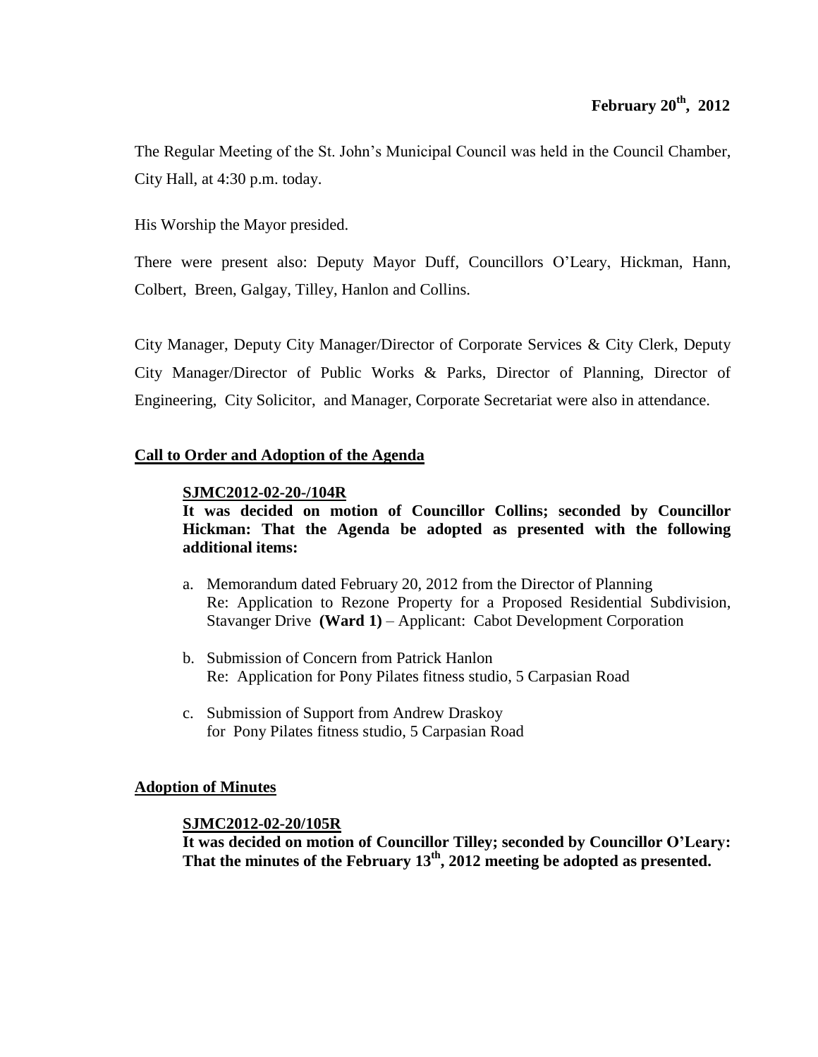**February 20th, 2012**

The Regular Meeting of the St. John's Municipal Council was held in the Council Chamber, City Hall, at 4:30 p.m. today.

His Worship the Mayor presided.

There were present also: Deputy Mayor Duff, Councillors O'Leary, Hickman, Hann, Colbert, Breen, Galgay, Tilley, Hanlon and Collins.

City Manager, Deputy City Manager/Director of Corporate Services & City Clerk, Deputy City Manager/Director of Public Works & Parks, Director of Planning, Director of Engineering, City Solicitor, and Manager, Corporate Secretariat were also in attendance.

## Call to Order and Adoption of the Agenda

**SJMC2012-02-20-/104R**

**It was decided on motion of Councillor Collins; seconded by Councillor Hickman: That the Agenda be adopted as presented with the following additional items:**

a. Memorandum dated February 20, 2012 from the Director of Planning
Re: Application to Rezone Property for a Proposed Residential Subdivision, Stavanger Drive **(Ward 1)** – Applicant: Cabot Development Corporation

b. Submission of Concern from Patrick Hanlon
Re: Application for Pony Pilates fitness studio, 5 Carpasian Road

c. Submission of Support from Andrew Draskoy
for Pony Pilates fitness studio, 5 Carpasian Road

## Adoption of Minutes

**SJMC2012-02-20/105R**

**It was decided on motion of Councillor Tilley; seconded by Councillor O'Leary: That the minutes of the February 13th, 2012 meeting be adopted as presented.**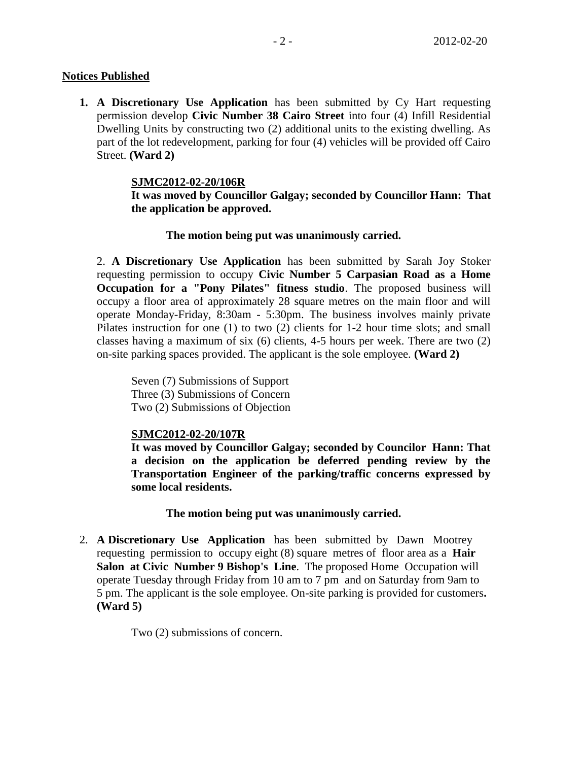**Notices Published**

1. **A Discretionary Use Application** has been submitted by Cy Hart requesting permission develop **Civic Number 38 Cairo Street** into four (4) Infill Residential Dwelling Units by constructing two (2) additional units to the existing dwelling. As part of the lot redevelopment, parking for four (4) vehicles will be provided off Cairo Street. **(Ward 2)**

   **SJMC2012-02-20/106R**
   **It was moved by Councillor Galgay; seconded by Councillor Hann: That the application be approved.**

   **The motion being put was unanimously carried.**

2. **A Discretionary Use Application** has been submitted by Sarah Joy Stoker requesting permission to occupy **Civic Number 5 Carpasian Road as a Home Occupation for a "Pony Pilates" fitness studio**. The proposed business will occupy a floor area of approximately 28 square metres on the main floor and will operate Monday-Friday, 8:30am - 5:30pm. The business involves mainly private Pilates instruction for one (1) to two (2) clients for 1-2 hour time slots; and small classes having a maximum of six (6) clients, 4-5 hours per week. There are two (2) on-site parking spaces provided. The applicant is the sole employee. **(Ward 2)**

   Seven (7) Submissions of Support
   Three (3) Submissions of Concern
   Two (2) Submissions of Objection

   **SJMC2012-02-20/107R**
   **It was moved by Councillor Galgay; seconded by Councilor Hann: That a decision on the application be deferred pending review by the Transportation Engineer of the parking/traffic concerns expressed by some local residents.**

   **The motion being put was unanimously carried.**

2. **A Discretionary Use Application** has been submitted by Dawn Mootrey requesting permission to occupy eight (8) square metres of floor area as a **Hair Salon at Civic Number 9 Bishop's Line**. The proposed Home Occupation will operate Tuesday through Friday from 10 am to 7 pm and on Saturday from 9am to 5 pm. The applicant is the sole employee. On-site parking is provided for customers**. (Ward 5)**

   Two (2) submissions of concern.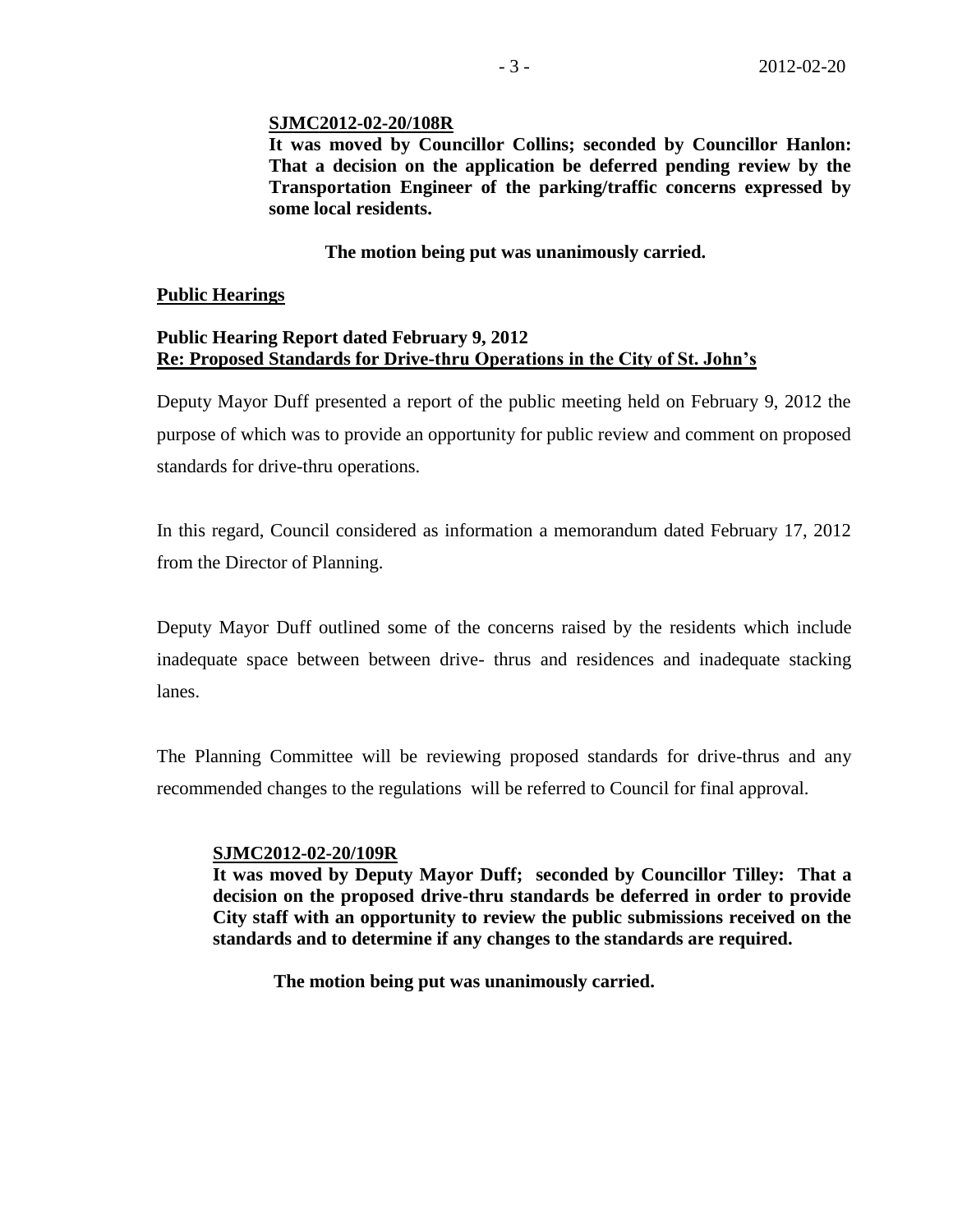**SJMC2012-02-20/108R**

**It was moved by Councillor Collins; seconded by Councillor Hanlon: That a decision on the application be deferred pending review by the Transportation Engineer of the parking/traffic concerns expressed by some local residents.**

**The motion being put was unanimously carried.**

**Public Hearings**

**Public Hearing Report dated February 9, 2012**
**Re: Proposed Standards for Drive-thru Operations in the City of St. John's**

Deputy Mayor Duff presented a report of the public meeting held on February 9, 2012 the purpose of which was to provide an opportunity for public review and comment on proposed standards for drive-thru operations.

In this regard, Council considered as information a memorandum dated February 17, 2012 from the Director of Planning.

Deputy Mayor Duff outlined some of the concerns raised by the residents which include inadequate space between between drive- thrus and residences and inadequate stacking lanes.

The Planning Committee will be reviewing proposed standards for drive-thrus and any recommended changes to the regulations will be referred to Council for final approval.

**SJMC2012-02-20/109R**

**It was moved by Deputy Mayor Duff; seconded by Councillor Tilley: That a decision on the proposed drive-thru standards be deferred in order to provide City staff with an opportunity to review the public submissions received on the standards and to determine if any changes to the standards are required.**

**The motion being put was unanimously carried.**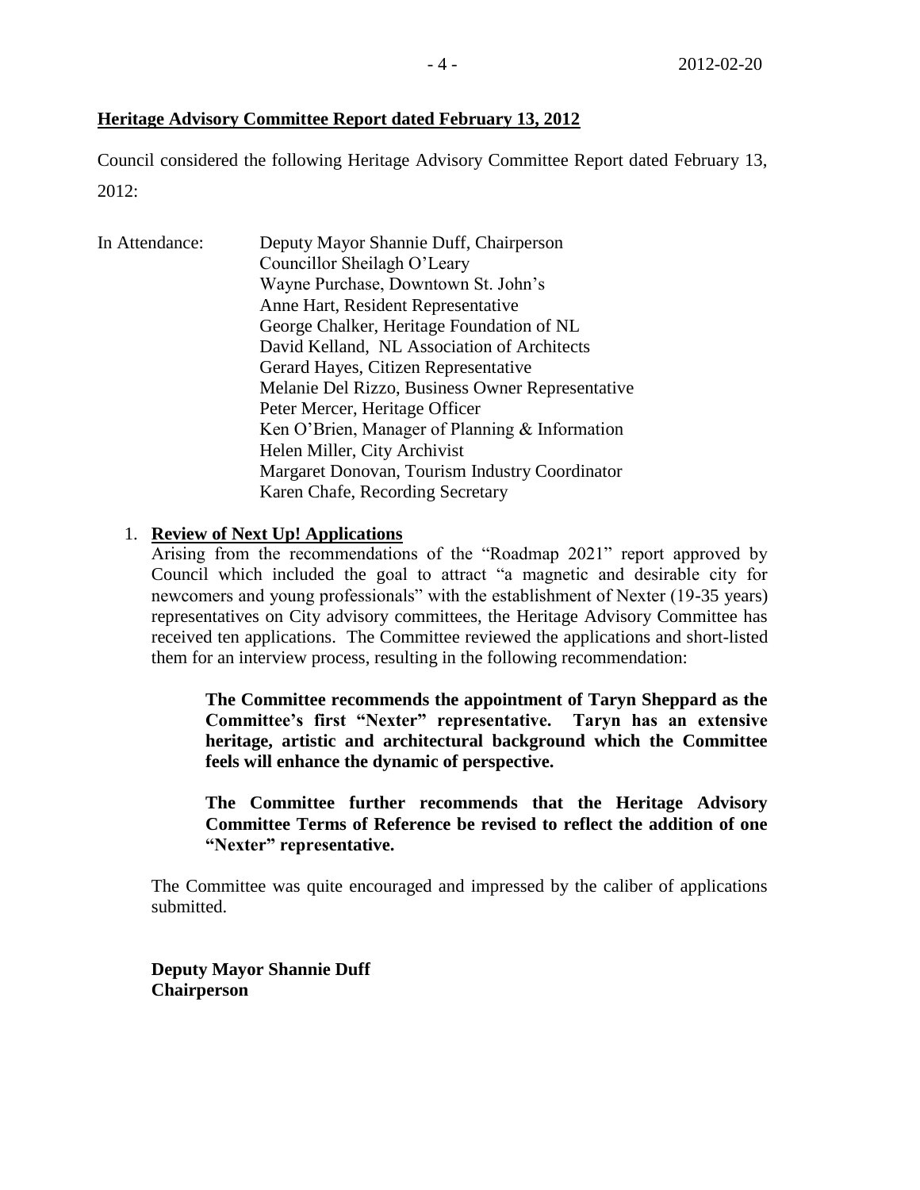**Heritage Advisory Committee Report dated February 13, 2012**

Council considered the following Heritage Advisory Committee Report dated February 13, 2012:

In Attendance:
Deputy Mayor Shannie Duff, Chairperson
Councillor Sheilagh O'Leary
Wayne Purchase, Downtown St. John's
Anne Hart, Resident Representative
George Chalker, Heritage Foundation of NL
David Kelland, NL Association of Architects
Gerard Hayes, Citizen Representative
Melanie Del Rizzo, Business Owner Representative
Peter Mercer, Heritage Officer
Ken O'Brien, Manager of Planning & Information
Helen Miller, City Archivist
Margaret Donovan, Tourism Industry Coordinator
Karen Chafe, Recording Secretary

1. **Review of Next Up! Applications**

   Arising from the recommendations of the "Roadmap 2021" report approved by Council which included the goal to attract "a magnetic and desirable city for newcomers and young professionals" with the establishment of Nexter (19-35 years) representatives on City advisory committees, the Heritage Advisory Committee has received ten applications. The Committee reviewed the applications and short-listed them for an interview process, resulting in the following recommendation:

   **The Committee recommends the appointment of Taryn Sheppard as the Committee's first "Nexter" representative. Taryn has an extensive heritage, artistic and architectural background which the Committee feels will enhance the dynamic of perspective.**

   **The Committee further recommends that the Heritage Advisory Committee Terms of Reference be revised to reflect the addition of one "Nexter" representative.**

   The Committee was quite encouraged and impressed by the caliber of applications submitted.

**Deputy Mayor Shannie Duff**
**Chairperson**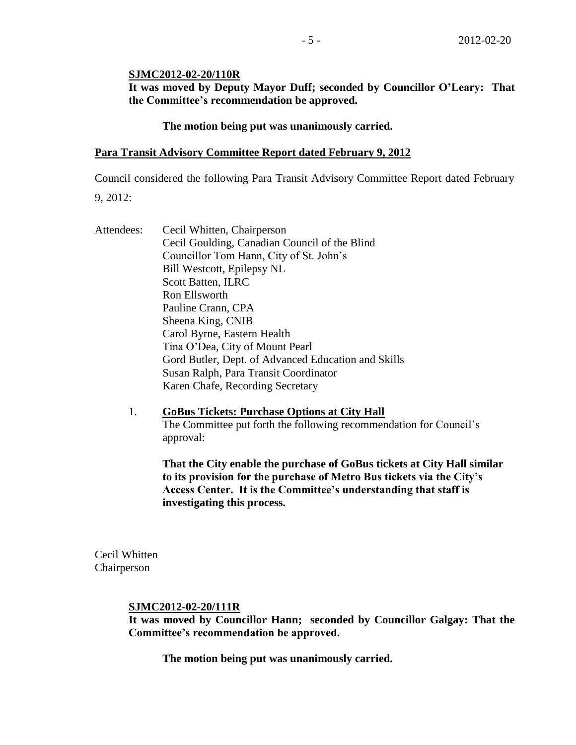**SJMC2012-02-20/110R**

**It was moved by Deputy Mayor Duff; seconded by Councillor O'Leary: That the Committee's recommendation be approved.**

**The motion being put was unanimously carried.**

**Para Transit Advisory Committee Report dated February 9, 2012**

Council considered the following Para Transit Advisory Committee Report dated February 9, 2012:

Attendees:
- Cecil Whitten, Chairperson
- Cecil Goulding, Canadian Council of the Blind
- Councillor Tom Hann, City of St. John's
- Bill Westcott, Epilepsy NL
- Scott Batten, ILRC
- Ron Ellsworth
- Pauline Crann, CPA
- Sheena King, CNIB
- Carol Byrne, Eastern Health
- Tina O'Dea, City of Mount Pearl
- Gord Butler, Dept. of Advanced Education and Skills
- Susan Ralph, Para Transit Coordinator
- Karen Chafe, Recording Secretary

1. **GoBus Tickets: Purchase Options at City Hall**

   The Committee put forth the following recommendation for Council's approval:

   **That the City enable the purchase of GoBus tickets at City Hall similar to its provision for the purchase of Metro Bus tickets via the City's Access Center. It is the Committee's understanding that staff is investigating this process.**

Cecil Whitten
Chairperson

**SJMC2012-02-20/111R**

**It was moved by Councillor Hann; seconded by Councillor Galgay: That the Committee's recommendation be approved.**

**The motion being put was unanimously carried.**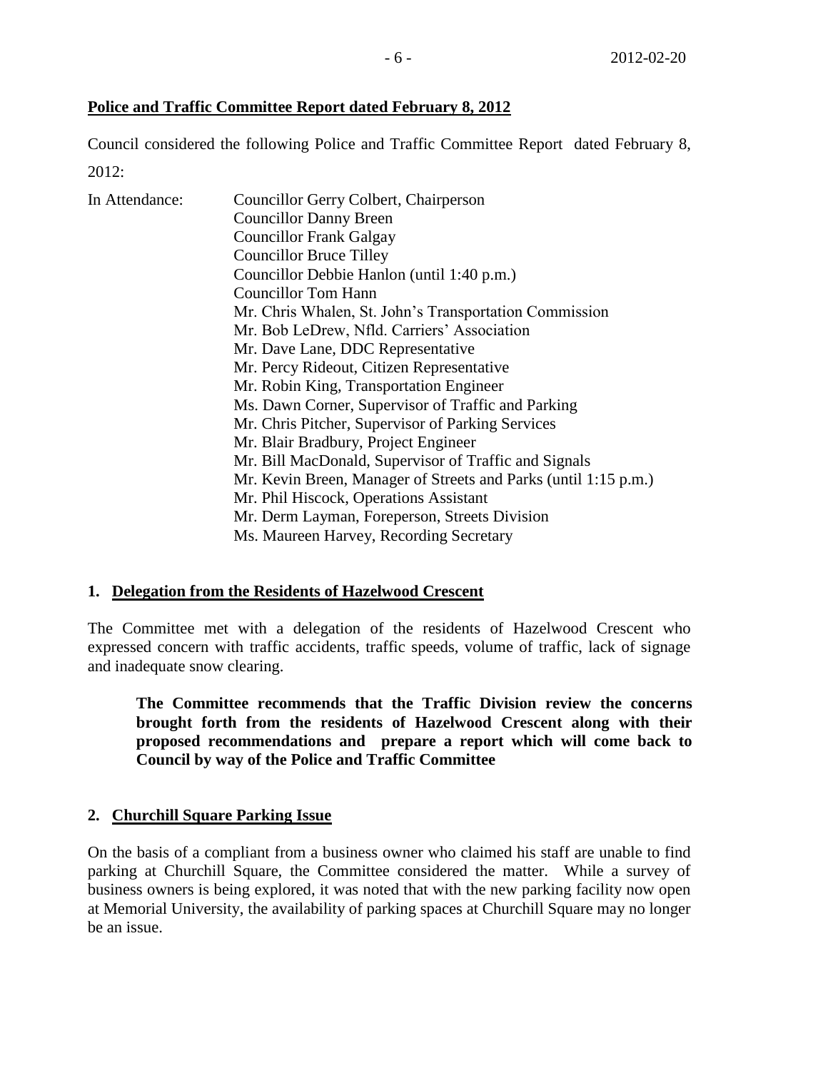## Police and Traffic Committee Report dated February 8, 2012

Council considered the following Police and Traffic Committee Report dated February 8, 2012:

In Attendance:

Councillor Gerry Colbert, Chairperson
Councillor Danny Breen
Councillor Frank Galgay
Councillor Bruce Tilley
Councillor Debbie Hanlon (until 1:40 p.m.)
Councillor Tom Hann
Mr. Chris Whalen, St. John's Transportation Commission
Mr. Bob LeDrew, Nfld. Carriers' Association
Mr. Dave Lane, DDC Representative
Mr. Percy Rideout, Citizen Representative
Mr. Robin King, Transportation Engineer
Ms. Dawn Corner, Supervisor of Traffic and Parking
Mr. Chris Pitcher, Supervisor of Parking Services
Mr. Blair Bradbury, Project Engineer
Mr. Bill MacDonald, Supervisor of Traffic and Signals
Mr. Kevin Breen, Manager of Streets and Parks (until 1:15 p.m.)
Mr. Phil Hiscock, Operations Assistant
Mr. Derm Layman, Foreperson, Streets Division
Ms. Maureen Harvey, Recording Secretary

### 1. Delegation from the Residents of Hazelwood Crescent

The Committee met with a delegation of the residents of Hazelwood Crescent who expressed concern with traffic accidents, traffic speeds, volume of traffic, lack of signage and inadequate snow clearing.

**The Committee recommends that the Traffic Division review the concerns brought forth from the residents of Hazelwood Crescent along with their proposed recommendations and prepare a report which will come back to Council by way of the Police and Traffic Committee**

### 2. Churchill Square Parking Issue

On the basis of a compliant from a business owner who claimed his staff are unable to find parking at Churchill Square, the Committee considered the matter. While a survey of business owners is being explored, it was noted that with the new parking facility now open at Memorial University, the availability of parking spaces at Churchill Square may no longer be an issue.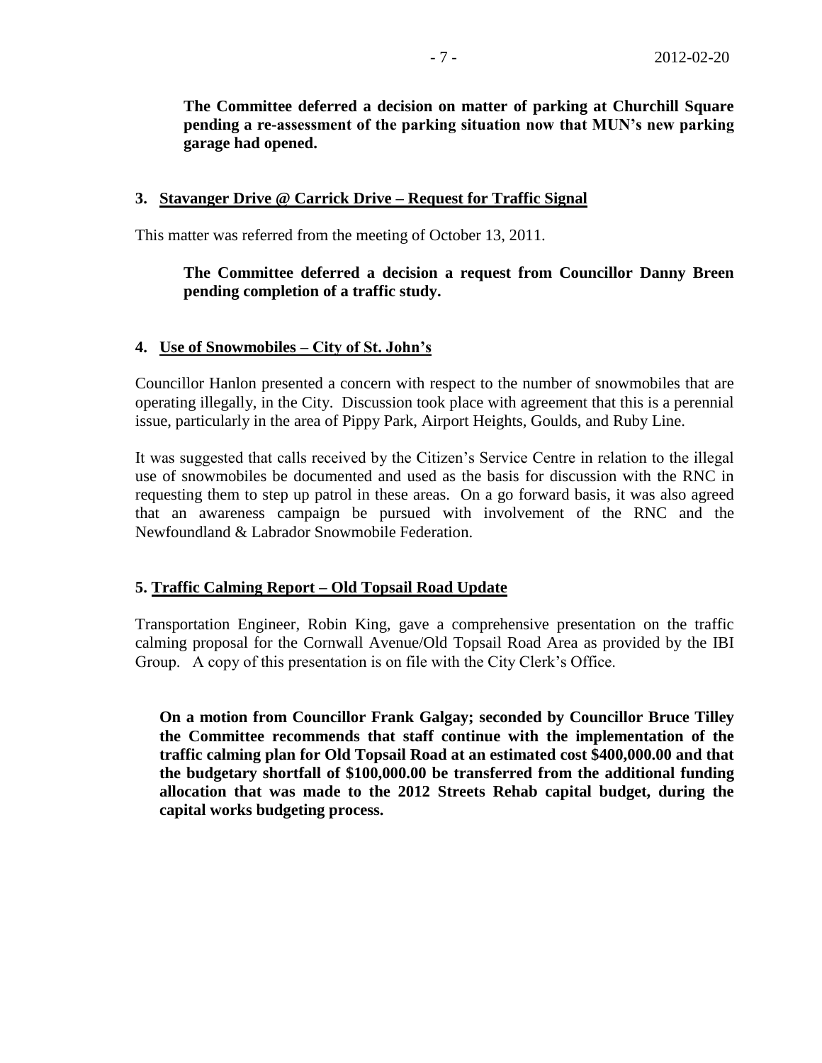**The Committee deferred a decision on matter of parking at Churchill Square pending a re-assessment of the parking situation now that MUN's new parking garage had opened.**

## 3. Stavanger Drive @ Carrick Drive – Request for Traffic Signal

This matter was referred from the meeting of October 13, 2011.

**The Committee deferred a decision a request from Councillor Danny Breen pending completion of a traffic study.**

## 4. Use of Snowmobiles – City of St. John's

Councillor Hanlon presented a concern with respect to the number of snowmobiles that are operating illegally, in the City. Discussion took place with agreement that this is a perennial issue, particularly in the area of Pippy Park, Airport Heights, Goulds, and Ruby Line.

It was suggested that calls received by the Citizen's Service Centre in relation to the illegal use of snowmobiles be documented and used as the basis for discussion with the RNC in requesting them to step up patrol in these areas. On a go forward basis, it was also agreed that an awareness campaign be pursued with involvement of the RNC and the Newfoundland & Labrador Snowmobile Federation.

## 5. Traffic Calming Report – Old Topsail Road Update

Transportation Engineer, Robin King, gave a comprehensive presentation on the traffic calming proposal for the Cornwall Avenue/Old Topsail Road Area as provided by the IBI Group. A copy of this presentation is on file with the City Clerk's Office.

**On a motion from Councillor Frank Galgay; seconded by Councillor Bruce Tilley the Committee recommends that staff continue with the implementation of the traffic calming plan for Old Topsail Road at an estimated cost $400,000.00 and that the budgetary shortfall of $100,000.00 be transferred from the additional funding allocation that was made to the 2012 Streets Rehab capital budget, during the capital works budgeting process.**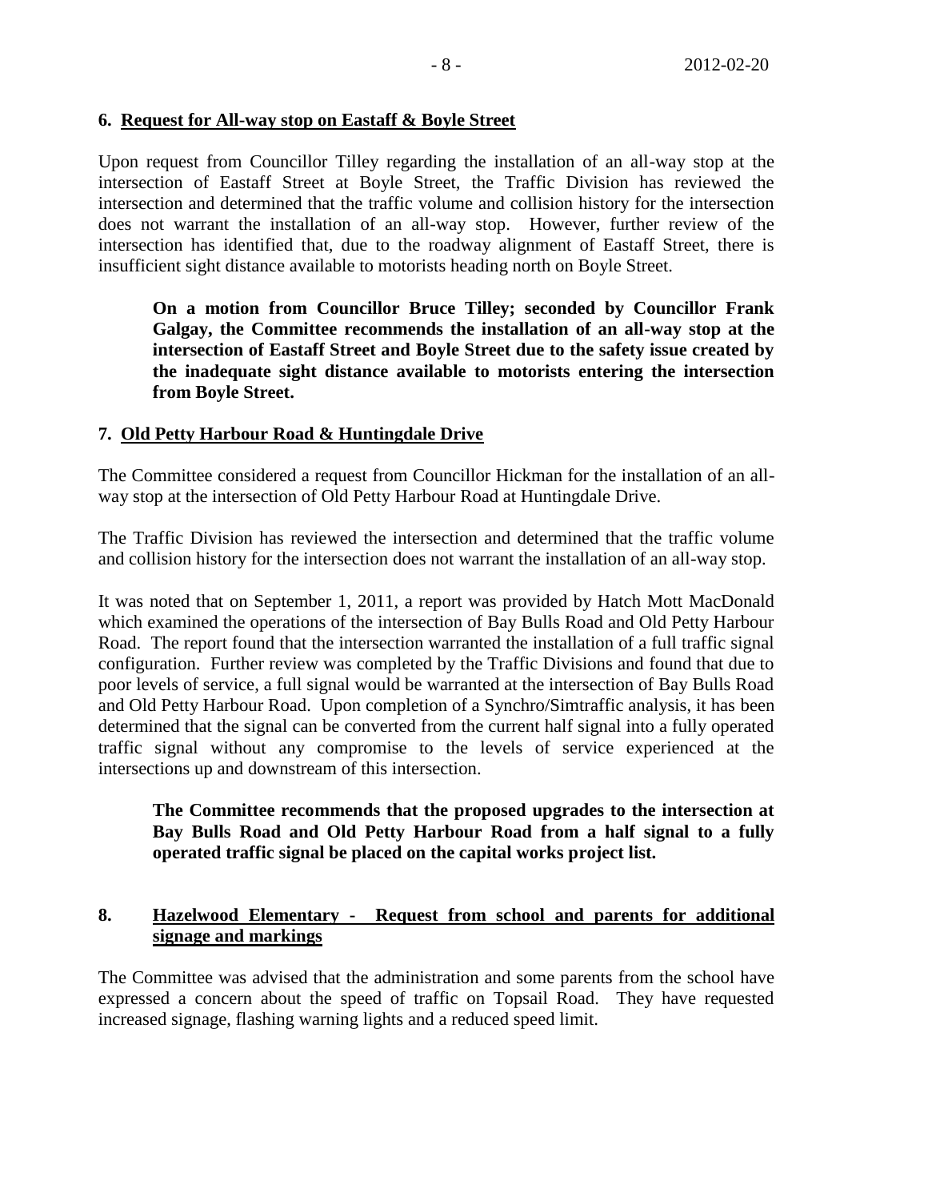**6. Request for All-way stop on Eastaff & Boyle Street**

Upon request from Councillor Tilley regarding the installation of an all-way stop at the intersection of Eastaff Street at Boyle Street, the Traffic Division has reviewed the intersection and determined that the traffic volume and collision history for the intersection does not warrant the installation of an all-way stop. However, further review of the intersection has identified that, due to the roadway alignment of Eastaff Street, there is insufficient sight distance available to motorists heading north on Boyle Street.

> **On a motion from Councillor Bruce Tilley; seconded by Councillor Frank Galgay, the Committee recommends the installation of an all-way stop at the intersection of Eastaff Street and Boyle Street due to the safety issue created by the inadequate sight distance available to motorists entering the intersection from Boyle Street.**

**7. Old Petty Harbour Road & Huntingdale Drive**

The Committee considered a request from Councillor Hickman for the installation of an all-way stop at the intersection of Old Petty Harbour Road at Huntingdale Drive.

The Traffic Division has reviewed the intersection and determined that the traffic volume and collision history for the intersection does not warrant the installation of an all-way stop.

It was noted that on September 1, 2011, a report was provided by Hatch Mott MacDonald which examined the operations of the intersection of Bay Bulls Road and Old Petty Harbour Road. The report found that the intersection warranted the installation of a full traffic signal configuration. Further review was completed by the Traffic Divisions and found that due to poor levels of service, a full signal would be warranted at the intersection of Bay Bulls Road and Old Petty Harbour Road. Upon completion of a Synchro/Simtraffic analysis, it has been determined that the signal can be converted from the current half signal into a fully operated traffic signal without any compromise to the levels of service experienced at the intersections up and downstream of this intersection.

> **The Committee recommends that the proposed upgrades to the intersection at Bay Bulls Road and Old Petty Harbour Road from a half signal to a fully operated traffic signal be placed on the capital works project list.**

**8. Hazelwood Elementary - Request from school and parents for additional signage and markings**

The Committee was advised that the administration and some parents from the school have expressed a concern about the speed of traffic on Topsail Road. They have requested increased signage, flashing warning lights and a reduced speed limit.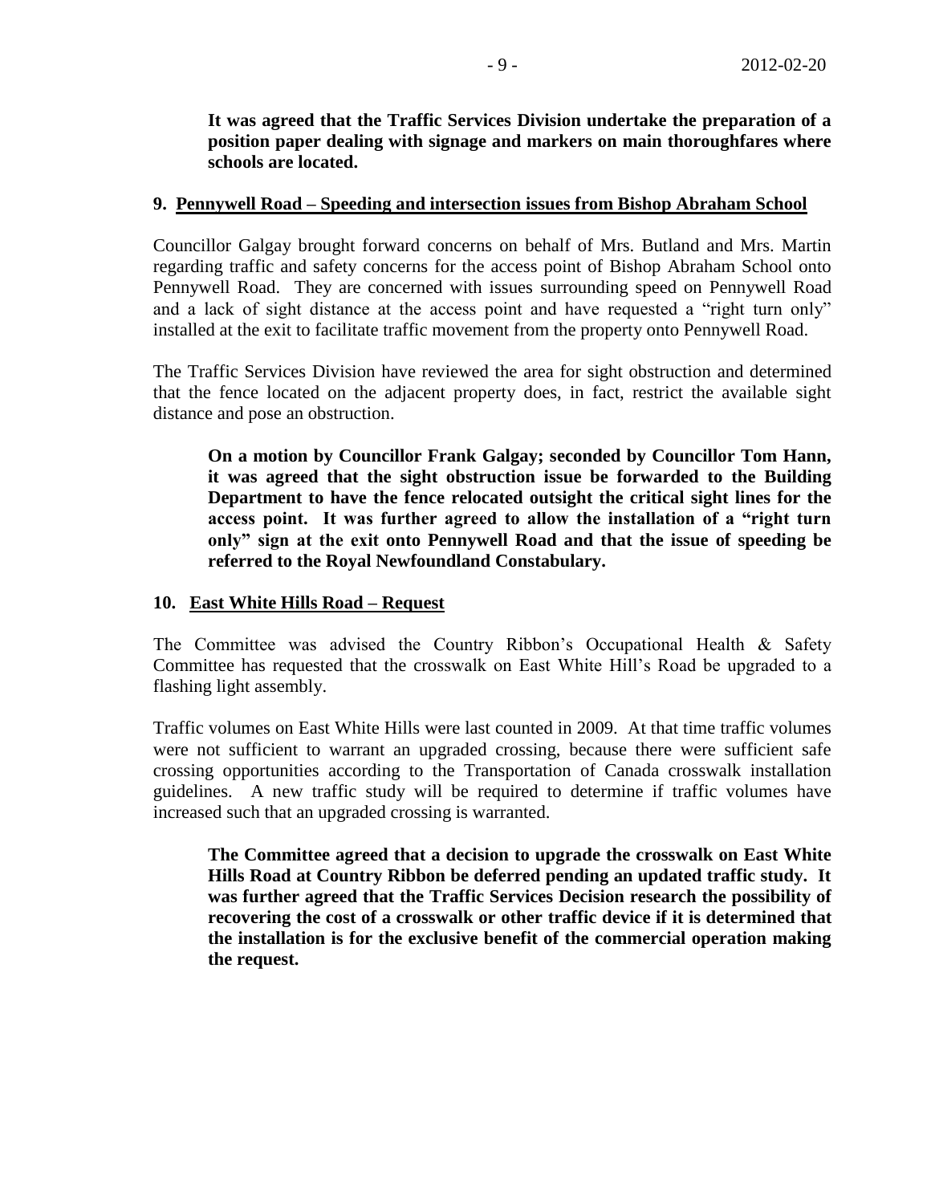**It was agreed that the Traffic Services Division undertake the preparation of a position paper dealing with signage and markers on main thoroughfares where schools are located.**

## 9. Pennywell Road – Speeding and intersection issues from Bishop Abraham School

Councillor Galgay brought forward concerns on behalf of Mrs. Butland and Mrs. Martin regarding traffic and safety concerns for the access point of Bishop Abraham School onto Pennywell Road. They are concerned with issues surrounding speed on Pennywell Road and a lack of sight distance at the access point and have requested a "right turn only" installed at the exit to facilitate traffic movement from the property onto Pennywell Road.

The Traffic Services Division have reviewed the area for sight obstruction and determined that the fence located on the adjacent property does, in fact, restrict the available sight distance and pose an obstruction.

**On a motion by Councillor Frank Galgay; seconded by Councillor Tom Hann, it was agreed that the sight obstruction issue be forwarded to the Building Department to have the fence relocated outsight the critical sight lines for the access point. It was further agreed to allow the installation of a "right turn only" sign at the exit onto Pennywell Road and that the issue of speeding be referred to the Royal Newfoundland Constabulary.**

## 10. East White Hills Road – Request

The Committee was advised the Country Ribbon's Occupational Health & Safety Committee has requested that the crosswalk on East White Hill's Road be upgraded to a flashing light assembly.

Traffic volumes on East White Hills were last counted in 2009. At that time traffic volumes were not sufficient to warrant an upgraded crossing, because there were sufficient safe crossing opportunities according to the Transportation of Canada crosswalk installation guidelines. A new traffic study will be required to determine if traffic volumes have increased such that an upgraded crossing is warranted.

**The Committee agreed that a decision to upgrade the crosswalk on East White Hills Road at Country Ribbon be deferred pending an updated traffic study. It was further agreed that the Traffic Services Decision research the possibility of recovering the cost of a crosswalk or other traffic device if it is determined that the installation is for the exclusive benefit of the commercial operation making the request.**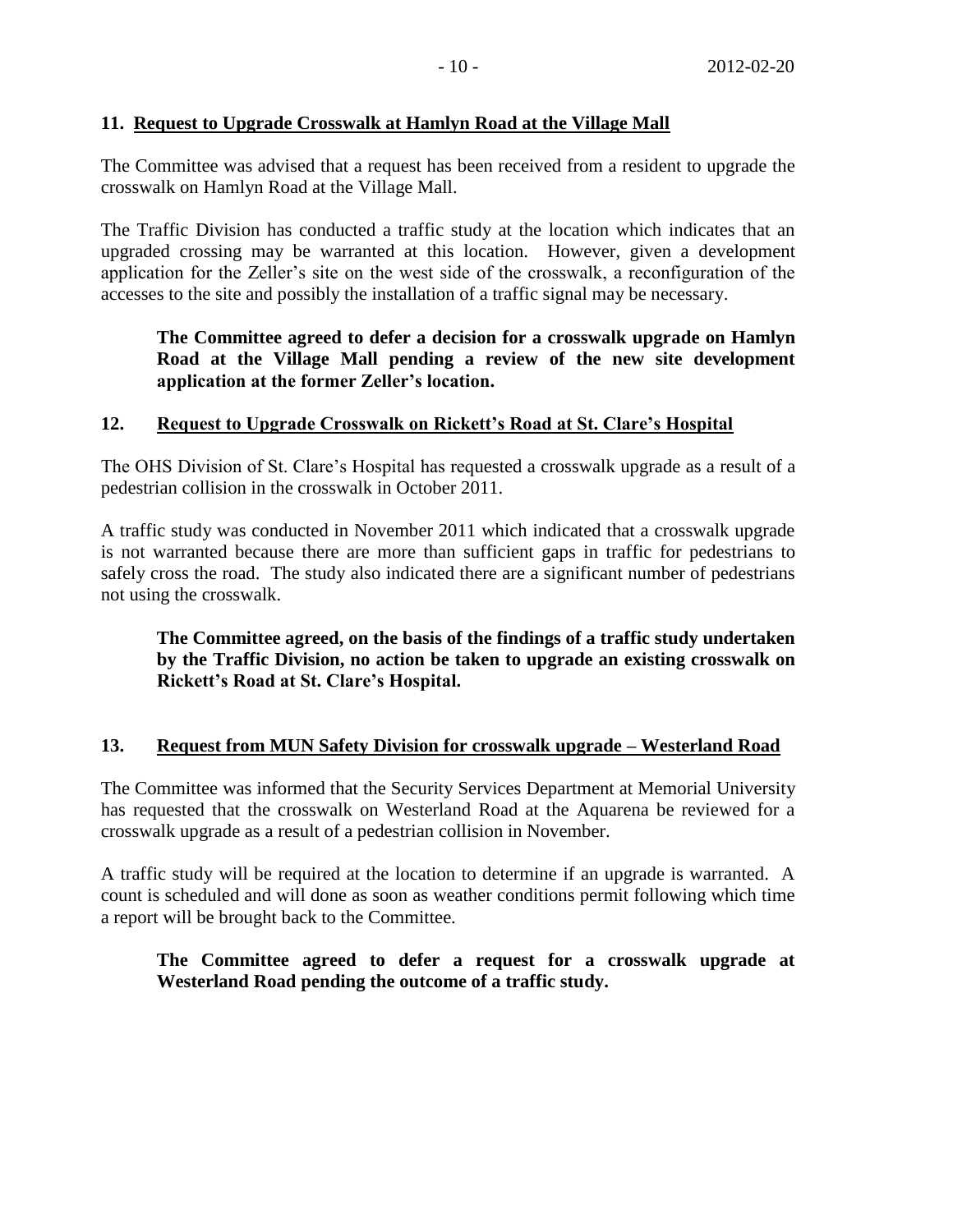## 11. Request to Upgrade Crosswalk at Hamlyn Road at the Village Mall

The Committee was advised that a request has been received from a resident to upgrade the crosswalk on Hamlyn Road at the Village Mall.

The Traffic Division has conducted a traffic study at the location which indicates that an upgraded crossing may be warranted at this location. However, given a development application for the Zeller's site on the west side of the crosswalk, a reconfiguration of the accesses to the site and possibly the installation of a traffic signal may be necessary.

> **The Committee agreed to defer a decision for a crosswalk upgrade on Hamlyn Road at the Village Mall pending a review of the new site development application at the former Zeller's location.**

## 12. Request to Upgrade Crosswalk on Rickett's Road at St. Clare's Hospital

The OHS Division of St. Clare's Hospital has requested a crosswalk upgrade as a result of a pedestrian collision in the crosswalk in October 2011.

A traffic study was conducted in November 2011 which indicated that a crosswalk upgrade is not warranted because there are more than sufficient gaps in traffic for pedestrians to safely cross the road. The study also indicated there are a significant number of pedestrians not using the crosswalk.

> **The Committee agreed, on the basis of the findings of a traffic study undertaken by the Traffic Division, no action be taken to upgrade an existing crosswalk on Rickett's Road at St. Clare's Hospital.**

## 13. Request from MUN Safety Division for crosswalk upgrade – Westerland Road

The Committee was informed that the Security Services Department at Memorial University has requested that the crosswalk on Westerland Road at the Aquarena be reviewed for a crosswalk upgrade as a result of a pedestrian collision in November.

A traffic study will be required at the location to determine if an upgrade is warranted. A count is scheduled and will done as soon as weather conditions permit following which time a report will be brought back to the Committee.

> **The Committee agreed to defer a request for a crosswalk upgrade at Westerland Road pending the outcome of a traffic study.**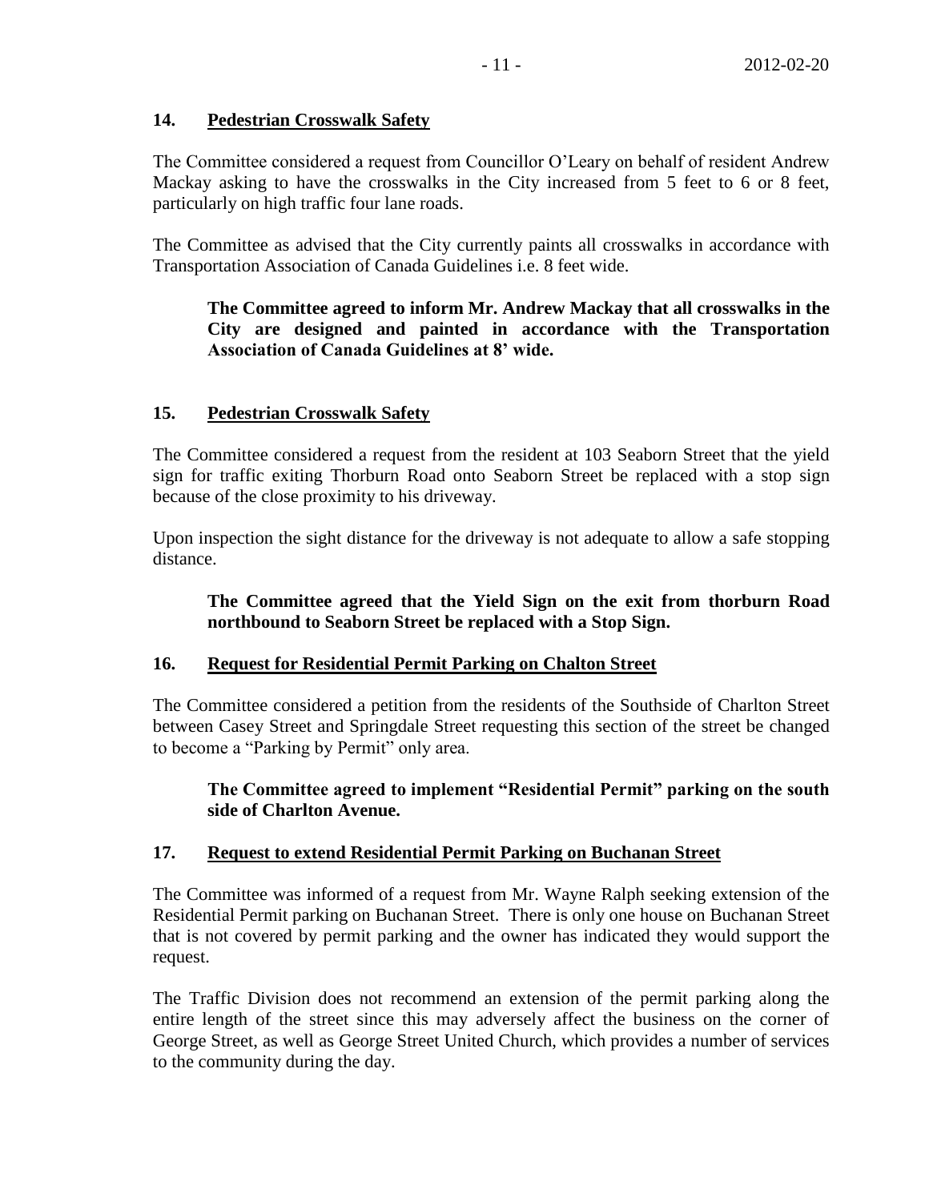## 14. Pedestrian Crosswalk Safety

The Committee considered a request from Councillor O'Leary on behalf of resident Andrew Mackay asking to have the crosswalks in the City increased from 5 feet to 6 or 8 feet, particularly on high traffic four lane roads.

The Committee as advised that the City currently paints all crosswalks in accordance with Transportation Association of Canada Guidelines i.e. 8 feet wide.

> **The Committee agreed to inform Mr. Andrew Mackay that all crosswalks in the City are designed and painted in accordance with the Transportation Association of Canada Guidelines at 8' wide.**

## 15. Pedestrian Crosswalk Safety

The Committee considered a request from the resident at 103 Seaborn Street that the yield sign for traffic exiting Thorburn Road onto Seaborn Street be replaced with a stop sign because of the close proximity to his driveway.

Upon inspection the sight distance for the driveway is not adequate to allow a safe stopping distance.

> **The Committee agreed that the Yield Sign on the exit from thorburn Road northbound to Seaborn Street be replaced with a Stop Sign.**

## 16. Request for Residential Permit Parking on Chalton Street

The Committee considered a petition from the residents of the Southside of Charlton Street between Casey Street and Springdale Street requesting this section of the street be changed to become a "Parking by Permit" only area.

> **The Committee agreed to implement "Residential Permit" parking on the south side of Charlton Avenue.**

## 17. Request to extend Residential Permit Parking on Buchanan Street

The Committee was informed of a request from Mr. Wayne Ralph seeking extension of the Residential Permit parking on Buchanan Street. There is only one house on Buchanan Street that is not covered by permit parking and the owner has indicated they would support the request.

The Traffic Division does not recommend an extension of the permit parking along the entire length of the street since this may adversely affect the business on the corner of George Street, as well as George Street United Church, which provides a number of services to the community during the day.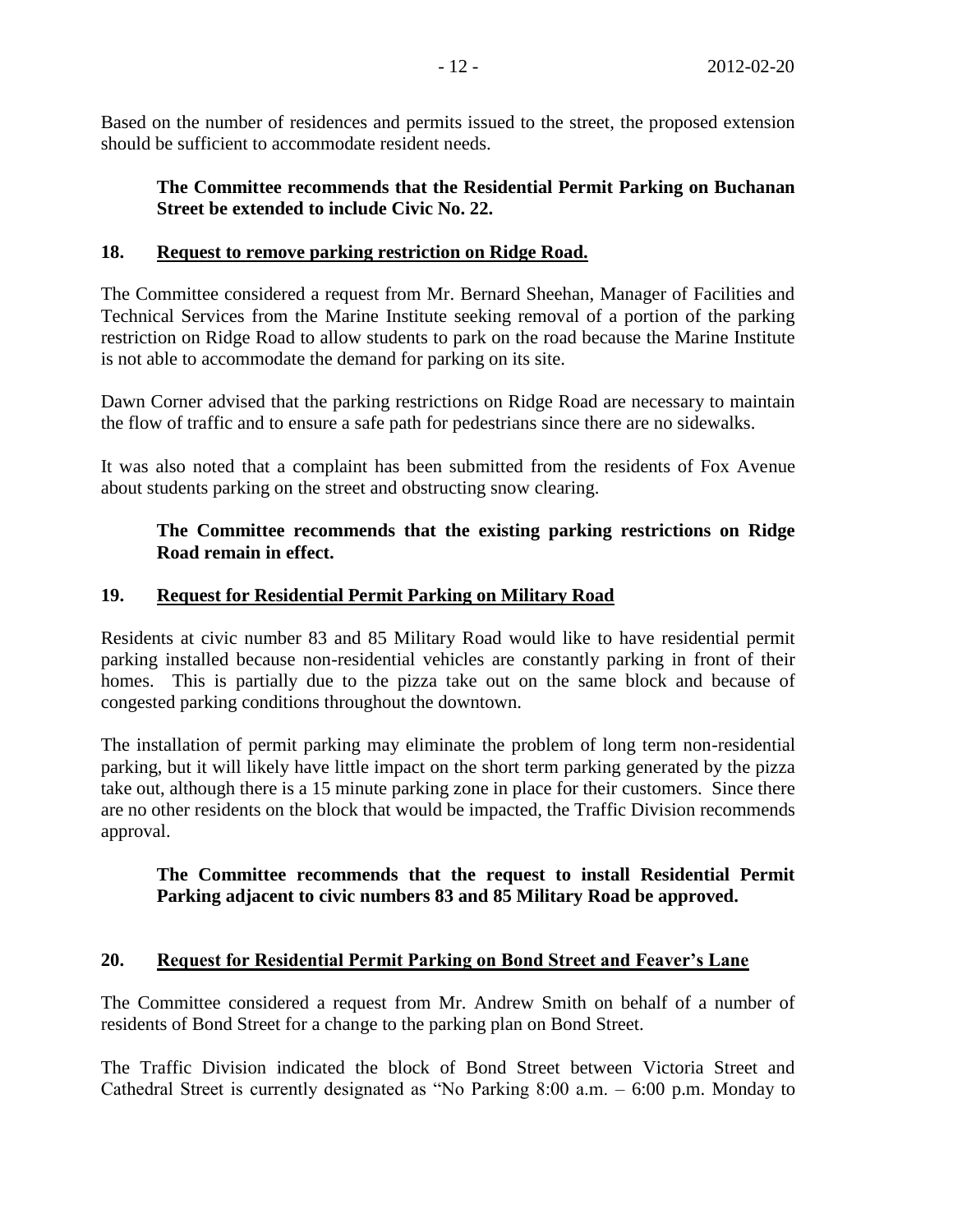Based on the number of residences and permits issued to the street, the proposed extension should be sufficient to accommodate resident needs.

**The Committee recommends that the Residential Permit Parking on Buchanan Street be extended to include Civic No. 22.**

## 18. Request to remove parking restriction on Ridge Road.

The Committee considered a request from Mr. Bernard Sheehan, Manager of Facilities and Technical Services from the Marine Institute seeking removal of a portion of the parking restriction on Ridge Road to allow students to park on the road because the Marine Institute is not able to accommodate the demand for parking on its site.

Dawn Corner advised that the parking restrictions on Ridge Road are necessary to maintain the flow of traffic and to ensure a safe path for pedestrians since there are no sidewalks.

It was also noted that a complaint has been submitted from the residents of Fox Avenue about students parking on the street and obstructing snow clearing.

**The Committee recommends that the existing parking restrictions on Ridge Road remain in effect.**

## 19. Request for Residential Permit Parking on Military Road

Residents at civic number 83 and 85 Military Road would like to have residential permit parking installed because non-residential vehicles are constantly parking in front of their homes. This is partially due to the pizza take out on the same block and because of congested parking conditions throughout the downtown.

The installation of permit parking may eliminate the problem of long term non-residential parking, but it will likely have little impact on the short term parking generated by the pizza take out, although there is a 15 minute parking zone in place for their customers. Since there are no other residents on the block that would be impacted, the Traffic Division recommends approval.

**The Committee recommends that the request to install Residential Permit Parking adjacent to civic numbers 83 and 85 Military Road be approved.**

## 20. Request for Residential Permit Parking on Bond Street and Feaver's Lane

The Committee considered a request from Mr. Andrew Smith on behalf of a number of residents of Bond Street for a change to the parking plan on Bond Street.

The Traffic Division indicated the block of Bond Street between Victoria Street and Cathedral Street is currently designated as "No Parking 8:00 a.m. – 6:00 p.m. Monday to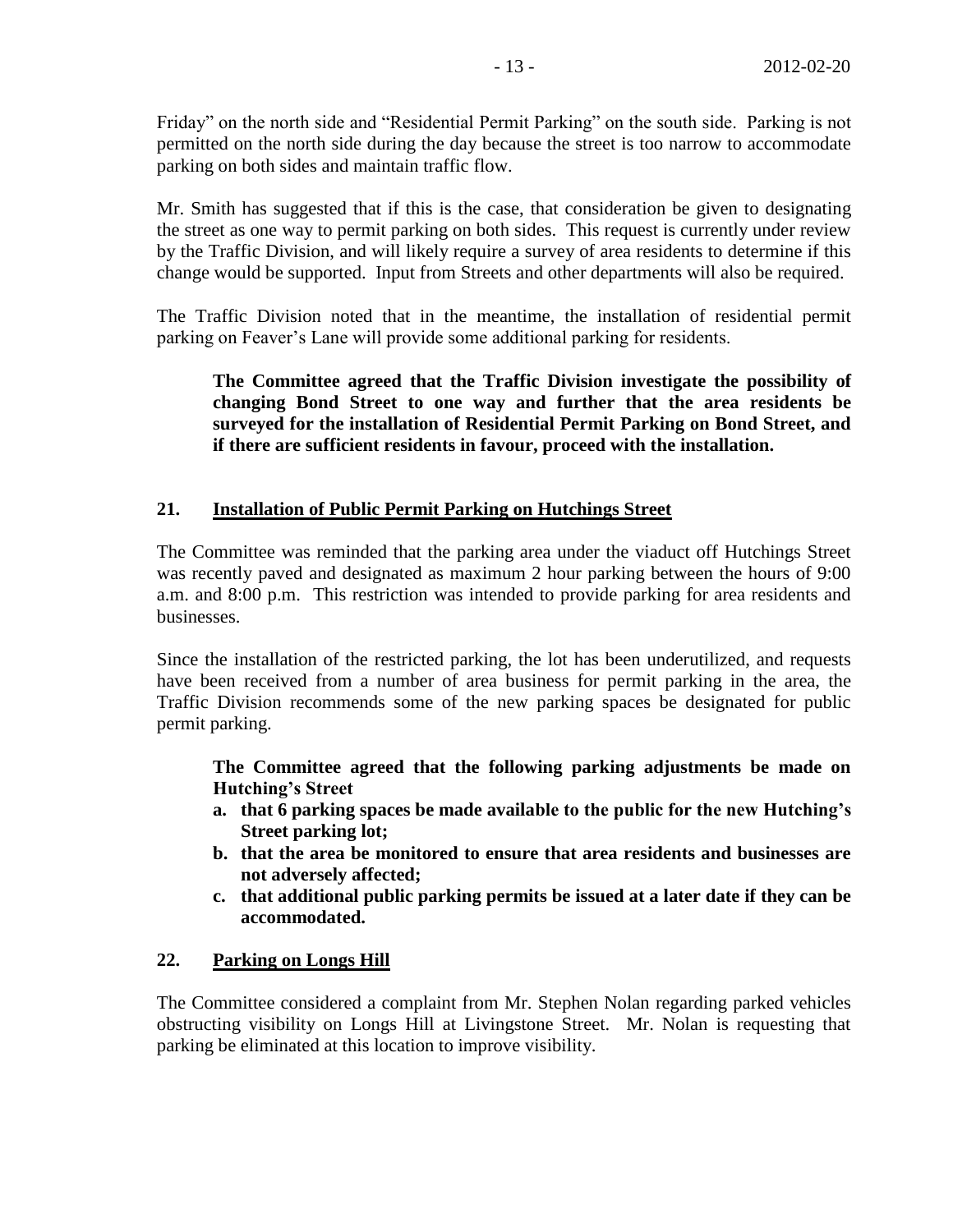Friday" on the north side and "Residential Permit Parking" on the south side. Parking is not permitted on the north side during the day because the street is too narrow to accommodate parking on both sides and maintain traffic flow.

Mr. Smith has suggested that if this is the case, that consideration be given to designating the street as one way to permit parking on both sides. This request is currently under review by the Traffic Division, and will likely require a survey of area residents to determine if this change would be supported. Input from Streets and other departments will also be required.

The Traffic Division noted that in the meantime, the installation of residential permit parking on Feaver's Lane will provide some additional parking for residents.

> **The Committee agreed that the Traffic Division investigate the possibility of changing Bond Street to one way and further that the area residents be surveyed for the installation of Residential Permit Parking on Bond Street, and if there are sufficient residents in favour, proceed with the installation.**

## 21. Installation of Public Permit Parking on Hutchings Street

The Committee was reminded that the parking area under the viaduct off Hutchings Street was recently paved and designated as maximum 2 hour parking between the hours of 9:00 a.m. and 8:00 p.m. This restriction was intended to provide parking for area residents and businesses.

Since the installation of the restricted parking, the lot has been underutilized, and requests have been received from a number of area business for permit parking in the area, the Traffic Division recommends some of the new parking spaces be designated for public permit parking.

> **The Committee agreed that the following parking adjustments be made on Hutching's Street**
>
> **a. that 6 parking spaces be made available to the public for the new Hutching's Street parking lot;**
>
> **b. that the area be monitored to ensure that area residents and businesses are not adversely affected;**
>
> **c. that additional public parking permits be issued at a later date if they can be accommodated.**

## 22. Parking on Longs Hill

The Committee considered a complaint from Mr. Stephen Nolan regarding parked vehicles obstructing visibility on Longs Hill at Livingstone Street. Mr. Nolan is requesting that parking be eliminated at this location to improve visibility.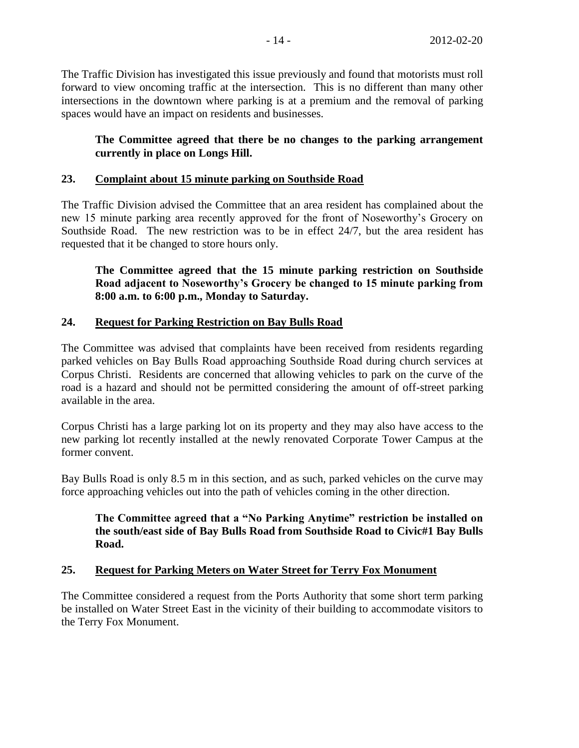The Traffic Division has investigated this issue previously and found that motorists must roll forward to view oncoming traffic at the intersection. This is no different than many other intersections in the downtown where parking is at a premium and the removal of parking spaces would have an impact on residents and businesses.

**The Committee agreed that there be no changes to the parking arrangement currently in place on Longs Hill.**

## 23. Complaint about 15 minute parking on Southside Road

The Traffic Division advised the Committee that an area resident has complained about the new 15 minute parking area recently approved for the front of Noseworthy's Grocery on Southside Road. The new restriction was to be in effect 24/7, but the area resident has requested that it be changed to store hours only.

**The Committee agreed that the 15 minute parking restriction on Southside Road adjacent to Noseworthy's Grocery be changed to 15 minute parking from 8:00 a.m. to 6:00 p.m., Monday to Saturday.**

## 24. Request for Parking Restriction on Bay Bulls Road

The Committee was advised that complaints have been received from residents regarding parked vehicles on Bay Bulls Road approaching Southside Road during church services at Corpus Christi. Residents are concerned that allowing vehicles to park on the curve of the road is a hazard and should not be permitted considering the amount of off-street parking available in the area.

Corpus Christi has a large parking lot on its property and they may also have access to the new parking lot recently installed at the newly renovated Corporate Tower Campus at the former convent.

Bay Bulls Road is only 8.5 m in this section, and as such, parked vehicles on the curve may force approaching vehicles out into the path of vehicles coming in the other direction.

**The Committee agreed that a "No Parking Anytime" restriction be installed on the south/east side of Bay Bulls Road from Southside Road to Civic#1 Bay Bulls Road.**

## 25. Request for Parking Meters on Water Street for Terry Fox Monument

The Committee considered a request from the Ports Authority that some short term parking be installed on Water Street East in the vicinity of their building to accommodate visitors to the Terry Fox Monument.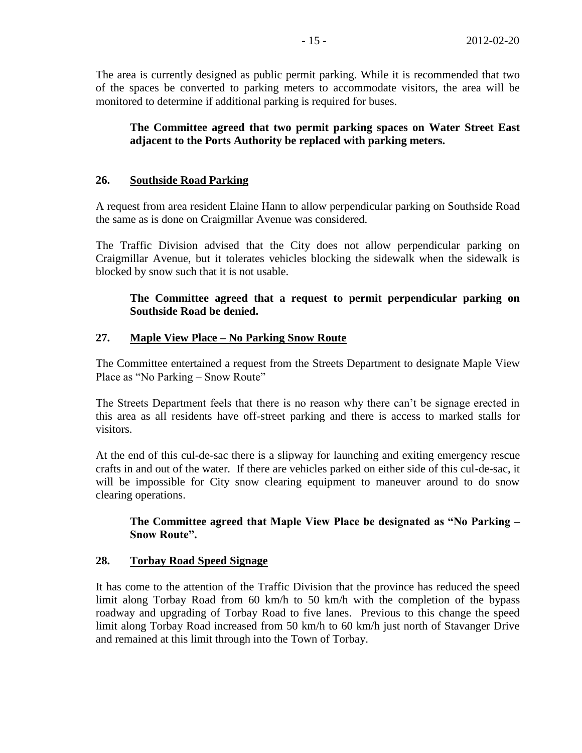The area is currently designed as public permit parking. While it is recommended that two of the spaces be converted to parking meters to accommodate visitors, the area will be monitored to determine if additional parking is required for buses.

> **The Committee agreed that two permit parking spaces on Water Street East adjacent to the Ports Authority be replaced with parking meters.**

## 26. Southside Road Parking

A request from area resident Elaine Hann to allow perpendicular parking on Southside Road the same as is done on Craigmillar Avenue was considered.

The Traffic Division advised that the City does not allow perpendicular parking on Craigmillar Avenue, but it tolerates vehicles blocking the sidewalk when the sidewalk is blocked by snow such that it is not usable.

> **The Committee agreed that a request to permit perpendicular parking on Southside Road be denied.**

## 27. Maple View Place – No Parking Snow Route

The Committee entertained a request from the Streets Department to designate Maple View Place as "No Parking – Snow Route"

The Streets Department feels that there is no reason why there can't be signage erected in this area as all residents have off-street parking and there is access to marked stalls for visitors.

At the end of this cul-de-sac there is a slipway for launching and exiting emergency rescue crafts in and out of the water. If there are vehicles parked on either side of this cul-de-sac, it will be impossible for City snow clearing equipment to maneuver around to do snow clearing operations.

> **The Committee agreed that Maple View Place be designated as "No Parking – Snow Route".**

## 28. Torbay Road Speed Signage

It has come to the attention of the Traffic Division that the province has reduced the speed limit along Torbay Road from 60 km/h to 50 km/h with the completion of the bypass roadway and upgrading of Torbay Road to five lanes. Previous to this change the speed limit along Torbay Road increased from 50 km/h to 60 km/h just north of Stavanger Drive and remained at this limit through into the Town of Torbay.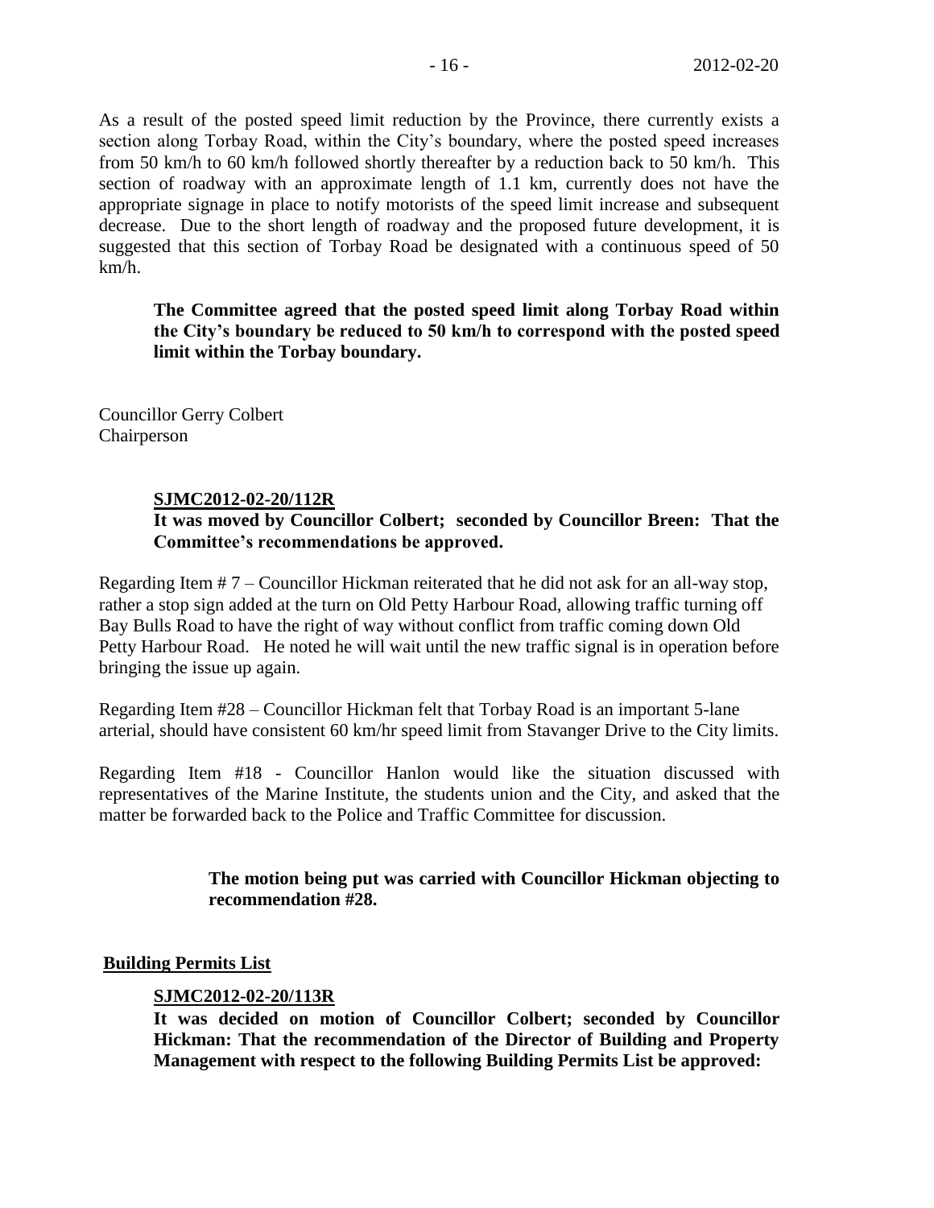As a result of the posted speed limit reduction by the Province, there currently exists a section along Torbay Road, within the City's boundary, where the posted speed increases from 50 km/h to 60 km/h followed shortly thereafter by a reduction back to 50 km/h. This section of roadway with an approximate length of 1.1 km, currently does not have the appropriate signage in place to notify motorists of the speed limit increase and subsequent decrease. Due to the short length of roadway and the proposed future development, it is suggested that this section of Torbay Road be designated with a continuous speed of 50 km/h.

> **The Committee agreed that the posted speed limit along Torbay Road within the City's boundary be reduced to 50 km/h to correspond with the posted speed limit within the Torbay boundary.**

Councillor Gerry Colbert
Chairperson

> **SJMC2012-02-20/112R**
> **It was moved by Councillor Colbert; seconded by Councillor Breen: That the Committee's recommendations be approved.**

Regarding Item # 7 – Councillor Hickman reiterated that he did not ask for an all-way stop, rather a stop sign added at the turn on Old Petty Harbour Road, allowing traffic turning off Bay Bulls Road to have the right of way without conflict from traffic coming down Old Petty Harbour Road. He noted he will wait until the new traffic signal is in operation before bringing the issue up again.

Regarding Item #28 – Councillor Hickman felt that Torbay Road is an important 5-lane arterial, should have consistent 60 km/hr speed limit from Stavanger Drive to the City limits.

Regarding Item #18 - Councillor Hanlon would like the situation discussed with representatives of the Marine Institute, the students union and the City, and asked that the matter be forwarded back to the Police and Traffic Committee for discussion.

> **The motion being put was carried with Councillor Hickman objecting to recommendation #28.**

## Building Permits List

> **SJMC2012-02-20/113R**
> **It was decided on motion of Councillor Colbert; seconded by Councillor Hickman: That the recommendation of the Director of Building and Property Management with respect to the following Building Permits List be approved:**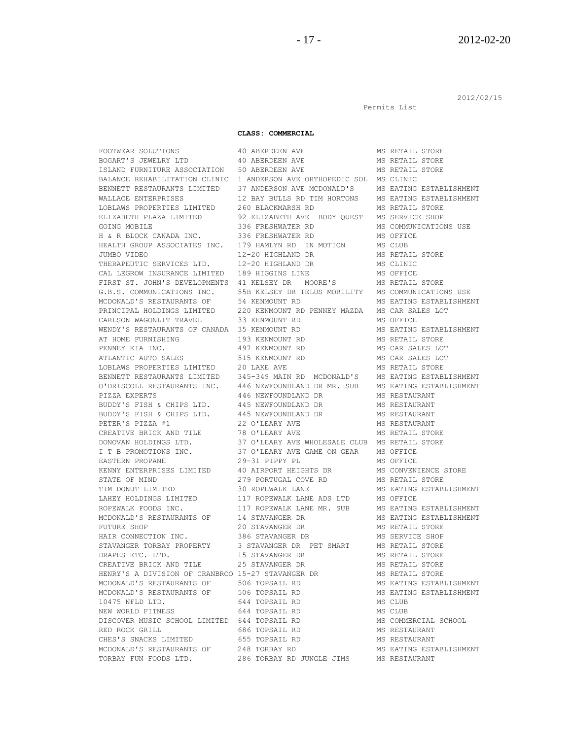2012/02/15

Permits List

**CLASS: COMMERCIAL**

| | | |
|---|---|---|
| FOOTWEAR SOLUTIONS | 40 ABERDEEN AVE | MS RETAIL STORE |
| BOGART'S JEWELRY LTD | 40 ABERDEEN AVE | MS RETAIL STORE |
| ISLAND FURNITURE ASSOCIATION | 50 ABERDEEN AVE | MS RETAIL STORE |
| BALANCE REHABILITATION CLINIC | 1 ANDERSON AVE ORTHOPEDIC SOL | MS CLINIC |
| BENNETT RESTAURANTS LIMITED | 37 ANDERSON AVE MCDONALD'S | MS EATING ESTABLISHMENT |
| WALLACE ENTERPRISES | 12 BAY BULLS RD TIM HORTONS | MS EATING ESTABLISHMENT |
| LOBLAWS PROPERTIES LIMITED | 260 BLACKMARSH RD | MS RETAIL STORE |
| ELIZABETH PLAZA LIMITED | 92 ELIZABETH AVE BODY QUEST | MS SERVICE SHOP |
| GOING MOBILE | 336 FRESHWATER RD | MS COMMUNICATIONS USE |
| H & R BLOCK CANADA INC. | 336 FRESHWATER RD | MS OFFICE |
| HEALTH GROUP ASSOCIATES INC. | 179 HAMLYN RD IN MOTION | MS CLUB |
| JUMBO VIDEO | 12-20 HIGHLAND DR | MS RETAIL STORE |
| THERAPEUTIC SERVICES LTD. | 12-20 HIGHLAND DR | MS CLINIC |
| CAL LEGROW INSURANCE LIMITED | 189 HIGGINS LINE | MS OFFICE |
| FIRST ST. JOHN'S DEVELOPMENTS | 41 KELSEY DR MOORE'S | MS RETAIL STORE |
| G.B.S. COMMUNICATIONS INC. | 55B KELSEY DR TELUS MOBILITY | MS COMMUNICATIONS USE |
| MCDONALD'S RESTAURANTS OF | 54 KENMOUNT RD | MS EATING ESTABLISHMENT |
| PRINCIPAL HOLDINGS LIMITED | 220 KENMOUNT RD PENNEY MAZDA | MS CAR SALES LOT |
| CARLSON WAGONLIT TRAVEL | 33 KENMOUNT RD | MS OFFICE |
| WENDY'S RESTAURANTS OF CANADA | 35 KENMOUNT RD | MS EATING ESTABLISHMENT |
| AT HOME FURNISHING | 193 KENMOUNT RD | MS RETAIL STORE |
| PENNEY KIA INC. | 497 KENMOUNT RD | MS CAR SALES LOT |
| ATLANTIC AUTO SALES | 515 KENMOUNT RD | MS CAR SALES LOT |
| LOBLAWS PROPERTIES LIMITED | 20 LAKE AVE | MS RETAIL STORE |
| BENNETT RESTAURANTS LIMITED | 345-349 MAIN RD MCDONALD'S | MS EATING ESTABLISHMENT |
| O'DRISCOLL RESTAURANTS INC. | 446 NEWFOUNDLAND DR MR. SUB | MS EATING ESTABLISHMENT |
| PIZZA EXPERTS | 446 NEWFOUNDLAND DR | MS RESTAURANT |
| BUDDY'S FISH & CHIPS LTD. | 445 NEWFOUNDLAND DR | MS RESTAURANT |
| BUDDY'S FISH & CHIPS LTD. | 445 NEWFOUNDLAND DR | MS RESTAURANT |
| PETER'S PIZZA #1 | 22 O'LEARY AVE | MS RESTAURANT |
| CREATIVE BRICK AND TILE | 78 O'LEARY AVE | MS RETAIL STORE |
| DONOVAN HOLDINGS LTD. | 37 O'LEARY AVE WHOLESALE CLUB | MS RETAIL STORE |
| I T B PROMOTIONS INC. | 37 O'LEARY AVE GAME ON GEAR | MS OFFICE |
| EASTERN PROPANE | 29-31 PIPPY PL | MS OFFICE |
| KENNY ENTERPRISES LIMITED | 40 AIRPORT HEIGHTS DR | MS CONVENIENCE STORE |
| STATE OF MIND | 279 PORTUGAL COVE RD | MS RETAIL STORE |
| TIM DONUT LIMITED | 30 ROPEWALK LANE | MS EATING ESTABLISHMENT |
| LAHEY HOLDINGS LIMITED | 117 ROPEWALK LANE ADS LTD | MS OFFICE |
| ROPEWALK FOODS INC. | 117 ROPEWALK LANE MR. SUB | MS EATING ESTABLISHMENT |
| MCDONALD'S RESTAURANTS OF | 14 STAVANGER DR | MS EATING ESTABLISHMENT |
| FUTURE SHOP | 20 STAVANGER DR | MS RETAIL STORE |
| HAIR CONNECTION INC. | 386 STAVANGER DR | MS SERVICE SHOP |
| STAVANGER TORBAY PROPERTY | 3 STAVANGER DR PET SMART | MS RETAIL STORE |
| DRAPES ETC. LTD. | 15 STAVANGER DR | MS RETAIL STORE |
| CREATIVE BRICK AND TILE | 25 STAVANGER DR | MS RETAIL STORE |
| HENRY'S A DIVISION OF CRANBROO | 15-27 STAVANGER DR | MS RETAIL STORE |
| MCDONALD'S RESTAURANTS OF | 506 TOPSAIL RD | MS EATING ESTABLISHMENT |
| MCDONALD'S RESTAURANTS OF | 506 TOPSAIL RD | MS EATING ESTABLISHMENT |
| 10475 NFLD LTD. | 644 TOPSAIL RD | MS CLUB |
| NEW WORLD FITNESS | 644 TOPSAIL RD | MS CLUB |
| DISCOVER MUSIC SCHOOL LIMITED | 644 TOPSAIL RD | MS COMMERCIAL SCHOOL |
| RED ROCK GRILL | 686 TOPSAIL RD | MS RESTAURANT |
| CHES'S SNACKS LIMITED | 655 TOPSAIL RD | MS RESTAURANT |
| MCDONALD'S RESTAURANTS OF | 248 TORBAY RD | MS EATING ESTABLISHMENT |
| TORBAY FUN FOODS LTD. | 286 TORBAY RD JUNGLE JIMS | MS RESTAURANT |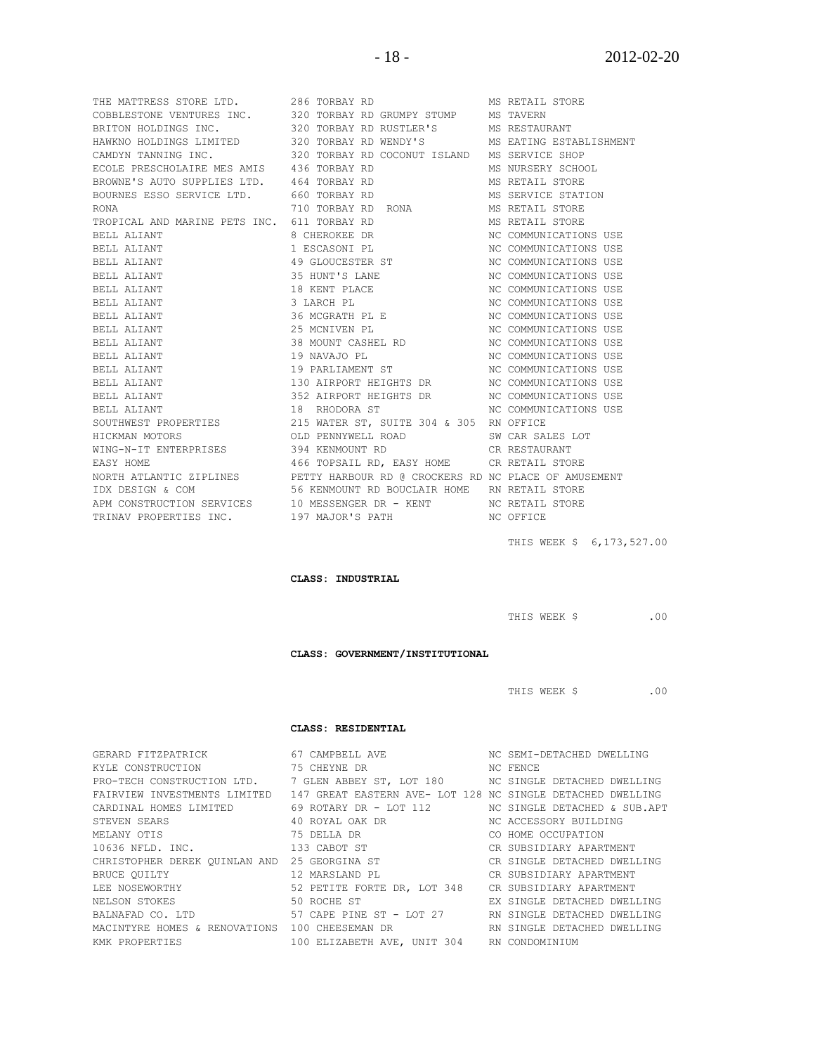| | | |
|---|---|---|
| THE MATTRESS STORE LTD. | 286 TORBAY RD | MS RETAIL STORE |
| COBBLESTONE VENTURES INC. | 320 TORBAY RD GRUMPY STUMP | MS TAVERN |
| BRITON HOLDINGS INC. | 320 TORBAY RD RUSTLER'S | MS RESTAURANT |
| HAWKNO HOLDINGS LIMITED | 320 TORBAY RD WENDY'S | MS EATING ESTABLISHMENT |
| CAMDYN TANNING INC. | 320 TORBAY RD COCONUT ISLAND | MS SERVICE SHOP |
| ECOLE PRESCHOLAIRE MES AMIS | 436 TORBAY RD | MS NURSERY SCHOOL |
| BROWNE'S AUTO SUPPLIES LTD. | 464 TORBAY RD | MS RETAIL STORE |
| BOURNES ESSO SERVICE LTD. | 660 TORBAY RD | MS SERVICE STATION |
| RONA | 710 TORBAY RD RONA | MS RETAIL STORE |
| TROPICAL AND MARINE PETS INC. | 611 TORBAY RD | MS RETAIL STORE |
| BELL ALIANT | 8 CHEROKEE DR | NC COMMUNICATIONS USE |
| BELL ALIANT | 1 ESCASONI PL | NC COMMUNICATIONS USE |
| BELL ALIANT | 49 GLOUCESTER ST | NC COMMUNICATIONS USE |
| BELL ALIANT | 35 HUNT'S LANE | NC COMMUNICATIONS USE |
| BELL ALIANT | 18 KENT PLACE | NC COMMUNICATIONS USE |
| BELL ALIANT | 3 LARCH PL | NC COMMUNICATIONS USE |
| BELL ALIANT | 36 MCGRATH PL E | NC COMMUNICATIONS USE |
| BELL ALIANT | 25 MCNIVEN PL | NC COMMUNICATIONS USE |
| BELL ALIANT | 38 MOUNT CASHEL RD | NC COMMUNICATIONS USE |
| BELL ALIANT | 19 NAVAJO PL | NC COMMUNICATIONS USE |
| BELL ALIANT | 19 PARLIAMENT ST | NC COMMUNICATIONS USE |
| BELL ALIANT | 130 AIRPORT HEIGHTS DR | NC COMMUNICATIONS USE |
| BELL ALIANT | 352 AIRPORT HEIGHTS DR | NC COMMUNICATIONS USE |
| BELL ALIANT | 18 RHODORA ST | NC COMMUNICATIONS USE |
| SOUTHWEST PROPERTIES | 215 WATER ST, SUITE 304 & 305 | RN OFFICE |
| HICKMAN MOTORS | OLD PENNYWELL ROAD | SW CAR SALES LOT |
| WING-N-IT ENTERPRISES | 394 KENMOUNT RD | CR RESTAURANT |
| EASY HOME | 466 TOPSAIL RD, EASY HOME | CR RETAIL STORE |
| NORTH ATLANTIC ZIPLINES | PETTY HARBOUR RD @ CROCKERS RD | NC PLACE OF AMUSEMENT |
| IDX DESIGN & COM | 56 KENMOUNT RD BOUCLAIR HOME | RN RETAIL STORE |
| APM CONSTRUCTION SERVICES | 10 MESSENGER DR - KENT | NC RETAIL STORE |
| TRINAV PROPERTIES INC. | 197 MAJOR'S PATH | NC OFFICE |

THIS WEEK $ 6,173,527.00

**CLASS: INDUSTRIAL**

THIS WEEK $ .00

**CLASS: GOVERNMENT/INSTITUTIONAL**

THIS WEEK $ .00

**CLASS: RESIDENTIAL**

| | | |
|---|---|---|
| GERARD FITZPATRICK | 67 CAMPBELL AVE | NC SEMI-DETACHED DWELLING |
| KYLE CONSTRUCTION | 75 CHEYNE DR | NC FENCE |
| PRO-TECH CONSTRUCTION LTD. | 7 GLEN ABBEY ST, LOT 180 | NC SINGLE DETACHED DWELLING |
| FAIRVIEW INVESTMENTS LIMITED | 147 GREAT EASTERN AVE- LOT 128 | NC SINGLE DETACHED DWELLING |
| CARDINAL HOMES LIMITED | 69 ROTARY DR - LOT 112 | NC SINGLE DETACHED & SUB.APT |
| STEVEN SEARS | 40 ROYAL OAK DR | NC ACCESSORY BUILDING |
| MELANY OTIS | 75 DELLA DR | CO HOME OCCUPATION |
| 10636 NFLD. INC. | 133 CABOT ST | CR SUBSIDIARY APARTMENT |
| CHRISTOPHER DEREK QUINLAN AND | 25 GEORGINA ST | CR SINGLE DETACHED DWELLING |
| BRUCE QUILTY | 12 MARSLAND PL | CR SUBSIDIARY APARTMENT |
| LEE NOSEWORTHY | 52 PETITE FORTE DR, LOT 348 | CR SUBSIDIARY APARTMENT |
| NELSON STOKES | 50 ROCHE ST | EX SINGLE DETACHED DWELLING |
| BALNAFAD CO. LTD | 57 CAPE PINE ST - LOT 27 | RN SINGLE DETACHED DWELLING |
| MACINTYRE HOMES & RENOVATIONS | 100 CHEESEMAN DR | RN SINGLE DETACHED DWELLING |
| KMK PROPERTIES | 100 ELIZABETH AVE, UNIT 304 | RN CONDOMINIUM |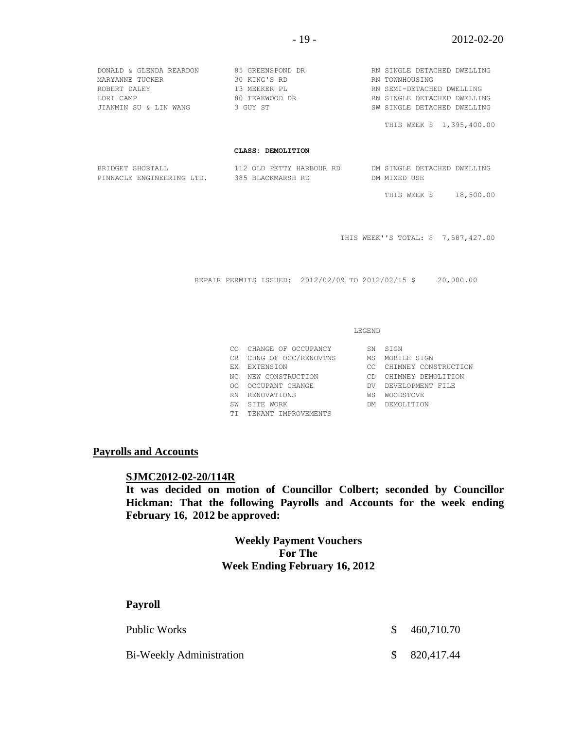| | | |
|---|---|---|
| DONALD & GLENDA REARDON | 85 GREENSPOND DR | RN SINGLE DETACHED DWELLING |
| MARYANNE TUCKER | 30 KING'S RD | RN TOWNHOUSING |
| ROBERT DALEY | 13 MEEKER PL | RN SEMI-DETACHED DWELLING |
| LORI CAMP | 80 TEAKWOOD DR | RN SINGLE DETACHED DWELLING |
| JIANMIN SU & LIN WANG | 3 GUY ST | SW SINGLE DETACHED DWELLING |
| | | THIS WEEK $ 1,395,400.00 |

**CLASS: DEMOLITION**

| | | |
|---|---|---|
| BRIDGET SHORTALL | 112 OLD PETTY HARBOUR RD | DM SINGLE DETACHED DWELLING |
| PINNACLE ENGINEERING LTD. | 385 BLACKMARSH RD | DM MIXED USE |
| | | THIS WEEK $ 18,500.00 |

THIS WEEK''S TOTAL: $ 7,587,427.00

REPAIR PERMITS ISSUED: 2012/02/09 TO 2012/02/15 $ 20,000.00

LEGEND

| | | | |
|---|---|---|---|
| CO | CHANGE OF OCCUPANCY | SN | SIGN |
| CR | CHNG OF OCC/RENOVTNS | MS | MOBILE SIGN |
| EX | EXTENSION | CC | CHIMNEY CONSTRUCTION |
| NC | NEW CONSTRUCTION | CD | CHIMNEY DEMOLITION |
| OC | OCCUPANT CHANGE | DV | DEVELOPMENT FILE |
| RN | RENOVATIONS | WS | WOODSTOVE |
| SW | SITE WORK | DM | DEMOLITION |
| TI | TENANT IMPROVEMENTS | | |

## Payrolls and Accounts

**SJMC2012-02-20/114R**

**It was decided on motion of Councillor Colbert; seconded by Councillor Hickman: That the following Payrolls and Accounts for the week ending February 16, 2012 be approved:**

**Weekly Payment Vouchers**
**For The**
**Week Ending February 16, 2012**

**Payroll**

| | |
|---|---|
| Public Works | $ 460,710.70 |
| Bi-Weekly Administration | $ 820,417.44 |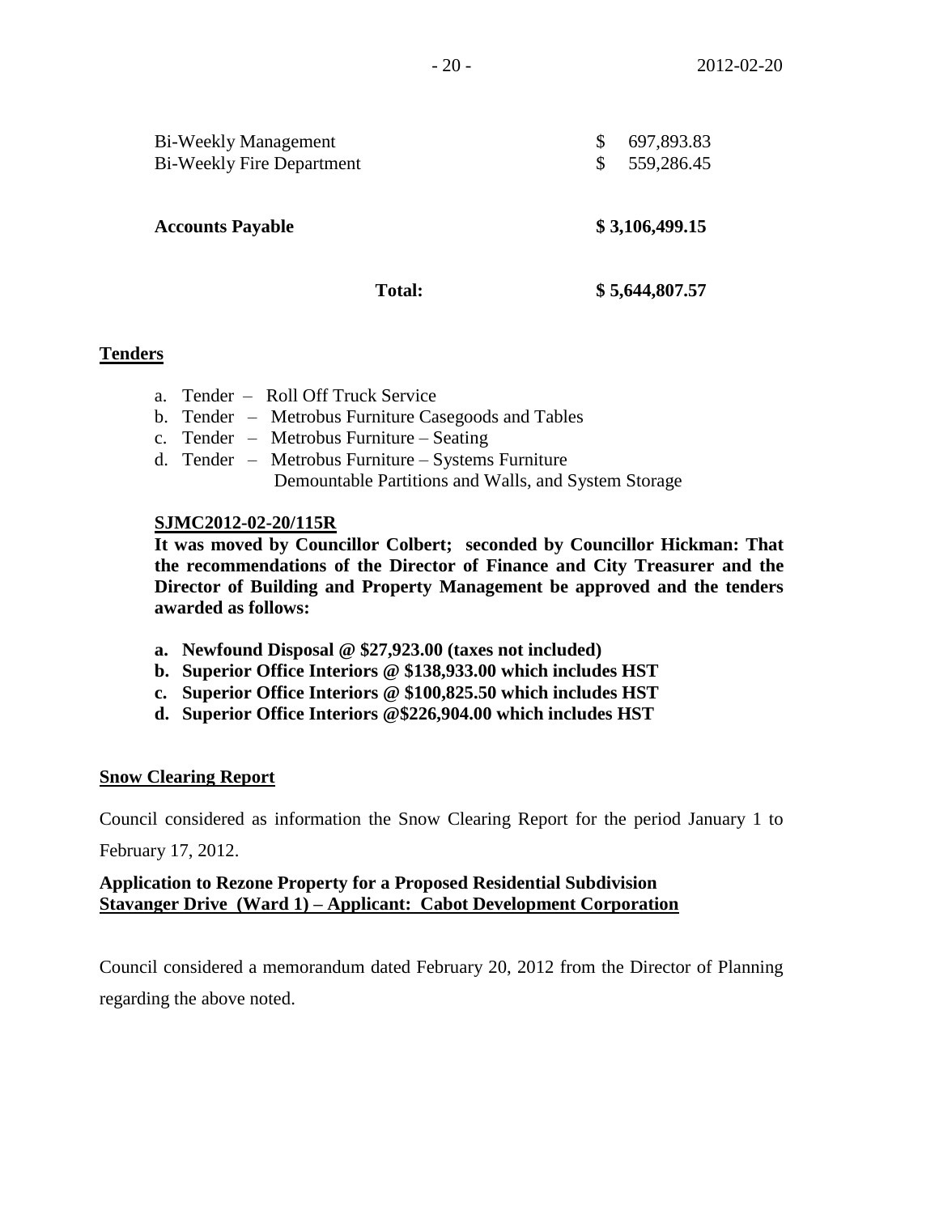| | |
|---|---|
| Bi-Weekly Management | $ 697,893.83 |
| Bi-Weekly Fire Department | $ 559,286.45 |
| **Accounts Payable** | **$ 3,106,499.15** |
| **Total:** | **$ 5,644,807.57** |

## Tenders

a. Tender – Roll Off Truck Service
b. Tender – Metrobus Furniture Casegoods and Tables
c. Tender – Metrobus Furniture – Seating
d. Tender – Metrobus Furniture – Systems Furniture
Demountable Partitions and Walls, and System Storage

**SJMC2012-02-20/115R**

**It was moved by Councillor Colbert; seconded by Councillor Hickman: That the recommendations of the Director of Finance and City Treasurer and the Director of Building and Property Management be approved and the tenders awarded as follows:**

**a. Newfound Disposal @ $27,923.00 (taxes not included)**
**b. Superior Office Interiors @ $138,933.00 which includes HST**
**c. Superior Office Interiors @ $100,825.50 which includes HST**
**d. Superior Office Interiors @$226,904.00 which includes HST**

## Snow Clearing Report

Council considered as information the Snow Clearing Report for the period January 1 to February 17, 2012.

**Application to Rezone Property for a Proposed Residential Subdivision**
**Stavanger Drive (Ward 1) – Applicant: Cabot Development Corporation**

Council considered a memorandum dated February 20, 2012 from the Director of Planning regarding the above noted.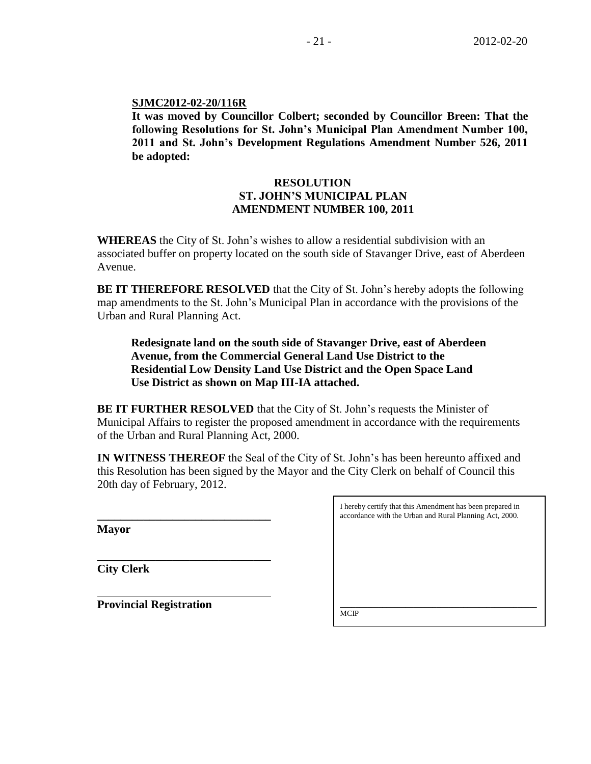**SJMC2012-02-20/116R**

**It was moved by Councillor Colbert; seconded by Councillor Breen: That the following Resolutions for St. John's Municipal Plan Amendment Number 100, 2011 and St. John's Development Regulations Amendment Number 526, 2011 be adopted:**

**RESOLUTION**
**ST. JOHN'S MUNICIPAL PLAN**
**AMENDMENT NUMBER 100, 2011**

**WHEREAS** the City of St. John's wishes to allow a residential subdivision with an associated buffer on property located on the south side of Stavanger Drive, east of Aberdeen Avenue.

**BE IT THEREFORE RESOLVED** that the City of St. John's hereby adopts the following map amendments to the St. John's Municipal Plan in accordance with the provisions of the Urban and Rural Planning Act.

> **Redesignate land on the south side of Stavanger Drive, east of Aberdeen Avenue, from the Commercial General Land Use District to the Residential Low Density Land Use District and the Open Space Land Use District as shown on Map III-IA attached.**

**BE IT FURTHER RESOLVED** that the City of St. John's requests the Minister of Municipal Affairs to register the proposed amendment in accordance with the requirements of the Urban and Rural Planning Act, 2000.

**IN WITNESS THEREOF** the Seal of the City of St. John's has been hereunto affixed and this Resolution has been signed by the Mayor and the City Clerk on behalf of Council this 20th day of February, 2012.

______________________________
**Mayor**

______________________________
**City Clerk**

______________________________
**Provincial Registration**

I hereby certify that this Amendment has been prepared in accordance with the Urban and Rural Planning Act, 2000.

______________________________
MCIP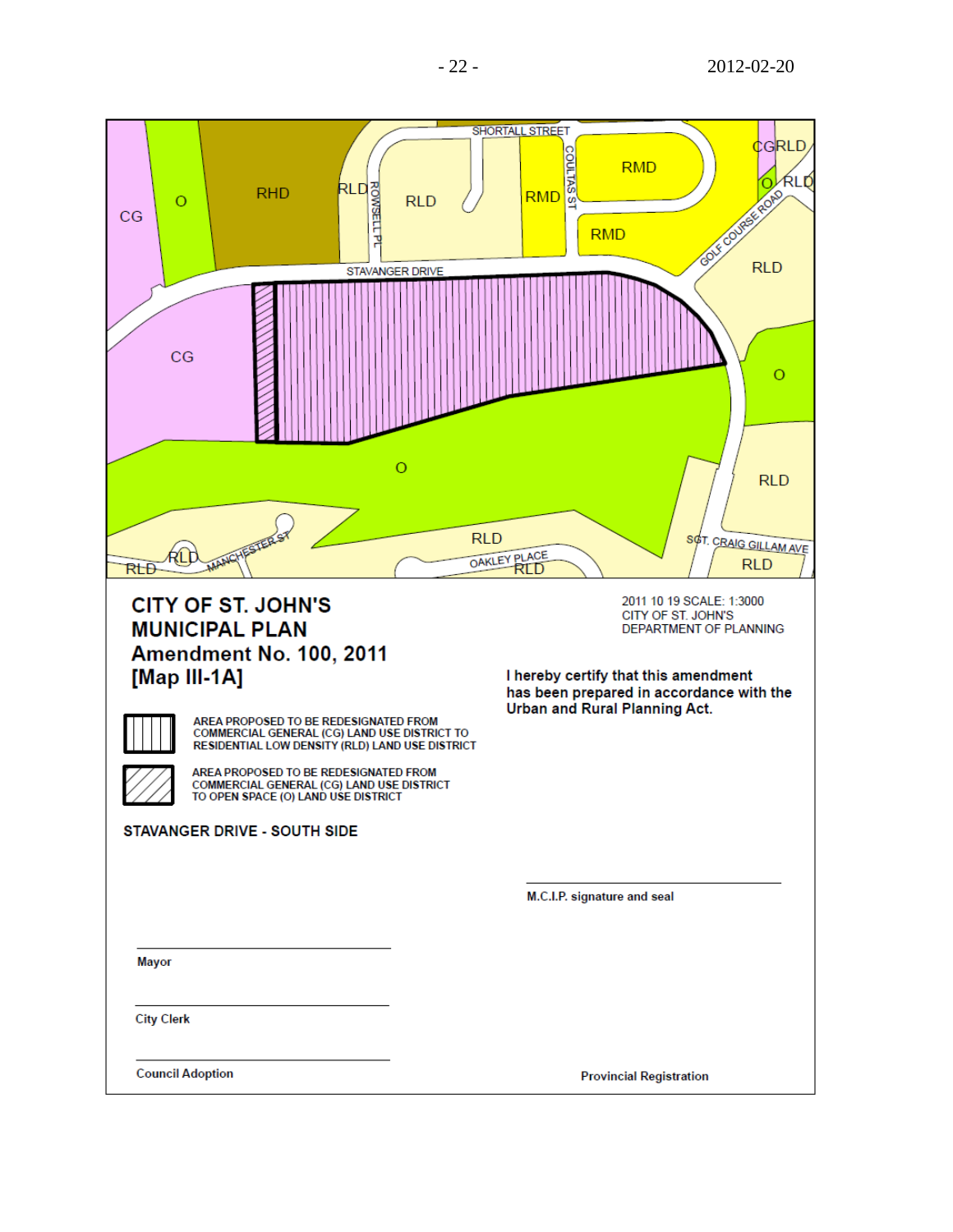**CITY OF ST. JOHN'S MUNICIPAL PLAN**
**Amendment No. 100, 2011**
**[Map III-1A]**

2011 10 19 SCALE: 1:3000
CITY OF ST. JOHN'S
DEPARTMENT OF PLANNING

AREA PROPOSED TO BE REDESIGNATED FROM COMMERCIAL GENERAL (CG) LAND USE DISTRICT TO RESIDENTIAL LOW DENSITY (RLD) LAND USE DISTRICT

AREA PROPOSED TO BE REDESIGNATED FROM COMMERCIAL GENERAL (CG) LAND USE DISTRICT TO OPEN SPACE (O) LAND USE DISTRICT

**STAVANGER DRIVE - SOUTH SIDE**

**I hereby certify that this amendment has been prepared in accordance with the Urban and Rural Planning Act.**

M.C.I.P. signature and seal

Mayor

City Clerk

Council Adoption

Provincial Registration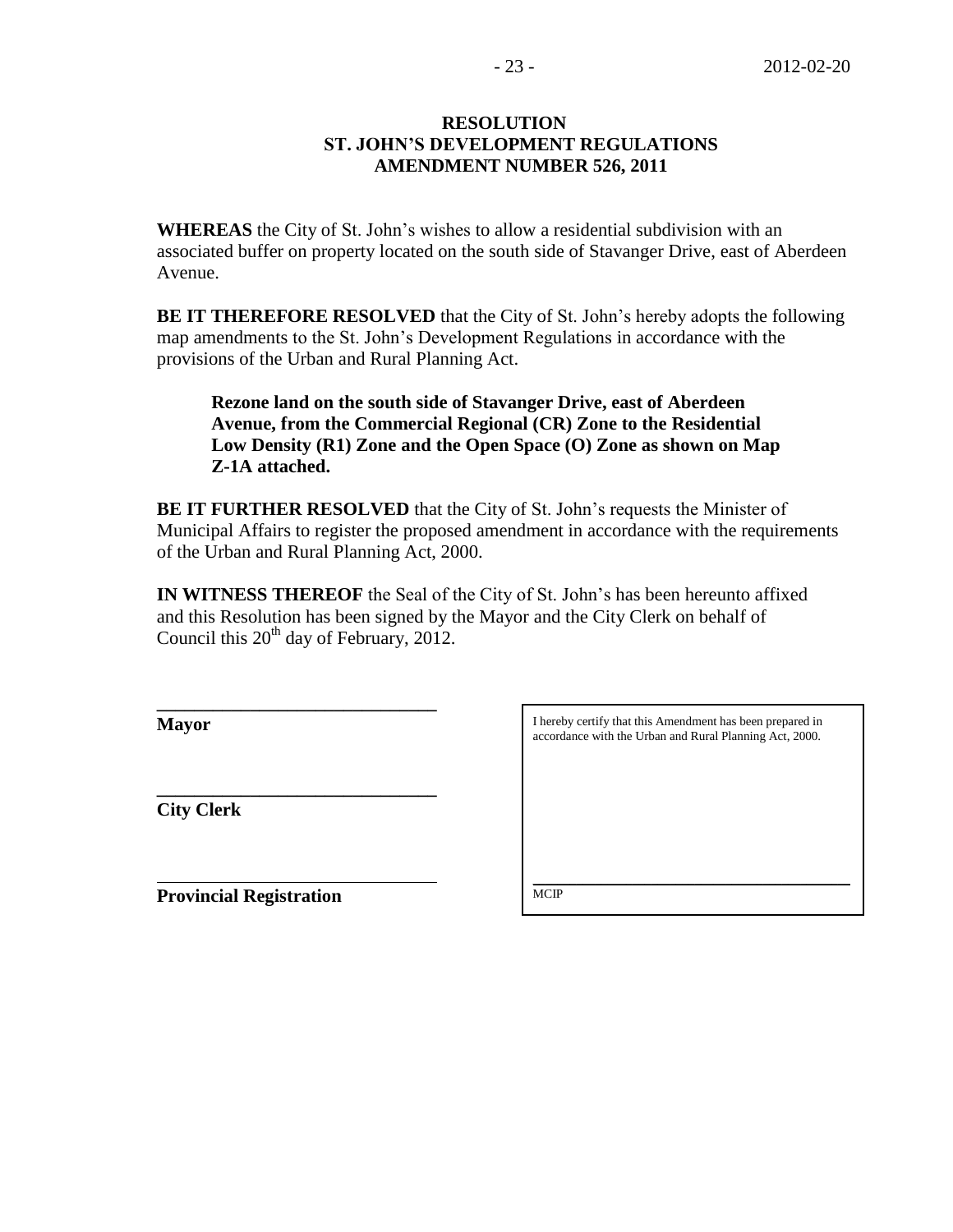**RESOLUTION**
**ST. JOHN'S DEVELOPMENT REGULATIONS**
**AMENDMENT NUMBER 526, 2011**

**WHEREAS** the City of St. John's wishes to allow a residential subdivision with an associated buffer on property located on the south side of Stavanger Drive, east of Aberdeen Avenue.

**BE IT THEREFORE RESOLVED** that the City of St. John's hereby adopts the following map amendments to the St. John's Development Regulations in accordance with the provisions of the Urban and Rural Planning Act.

> **Rezone land on the south side of Stavanger Drive, east of Aberdeen Avenue, from the Commercial Regional (CR) Zone to the Residential Low Density (R1) Zone and the Open Space (O) Zone as shown on Map Z-1A attached.**

**BE IT FURTHER RESOLVED** that the City of St. John's requests the Minister of Municipal Affairs to register the proposed amendment in accordance with the requirements of the Urban and Rural Planning Act, 2000.

**IN WITNESS THEREOF** the Seal of the City of St. John's has been hereunto affixed and this Resolution has been signed by the Mayor and the City Clerk on behalf of Council this 20th day of February, 2012.

______________________________
**Mayor**

______________________________
**City Clerk**

______________________________
**Provincial Registration**

I hereby certify that this Amendment has been prepared in accordance with the Urban and Rural Planning Act, 2000.

______________________________
MCIP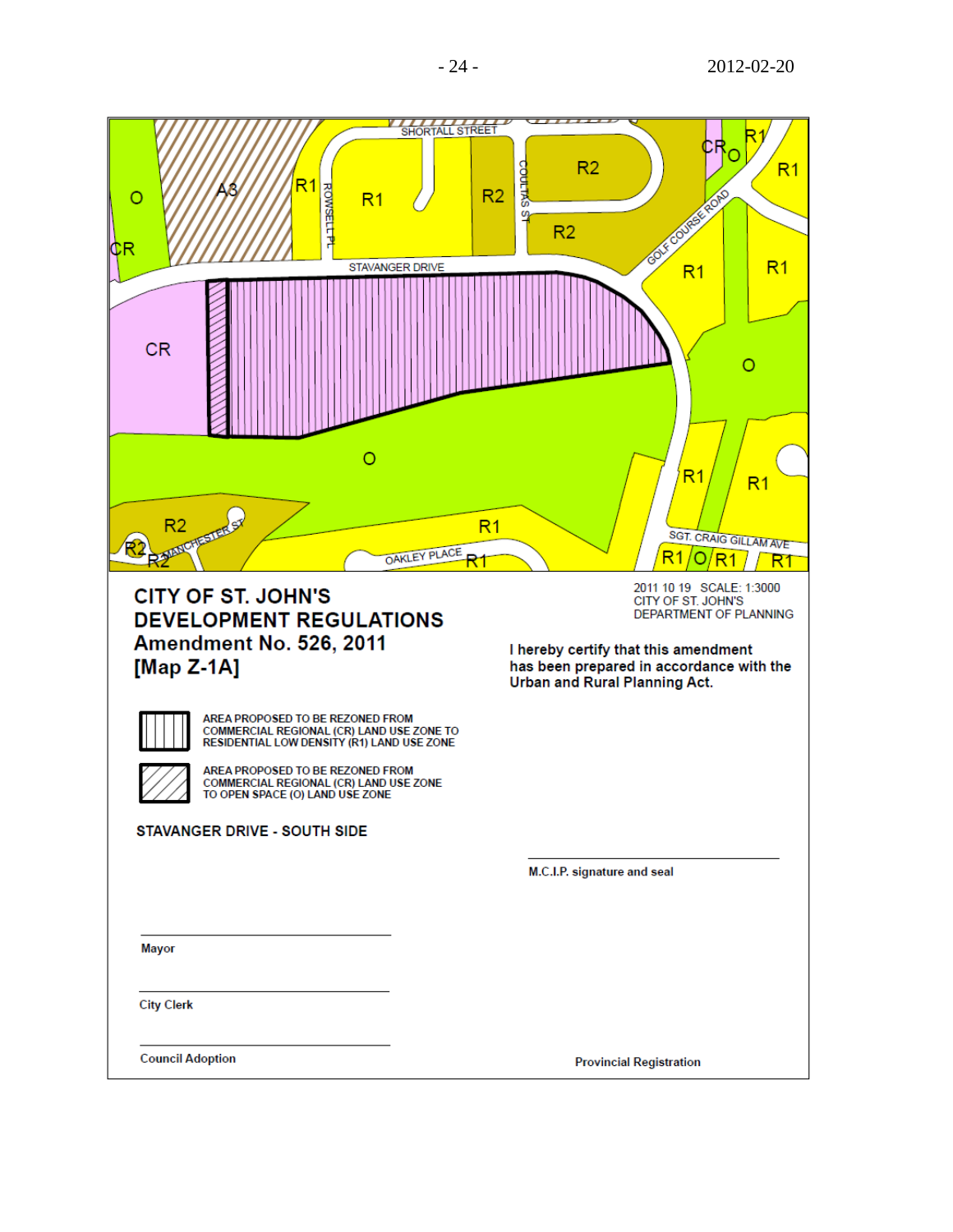**CITY OF ST. JOHN'S**
**DEVELOPMENT REGULATIONS**
**Amendment No. 526, 2011**
**[Map Z-1A]**

2011 10 19 SCALE: 1:3000
CITY OF ST. JOHN'S
DEPARTMENT OF PLANNING

**I hereby certify that this amendment has been prepared in accordance with the Urban and Rural Planning Act.**

AREA PROPOSED TO BE REZONED FROM COMMERCIAL REGIONAL (CR) LAND USE ZONE TO RESIDENTIAL LOW DENSITY (R1) LAND USE ZONE

AREA PROPOSED TO BE REZONED FROM COMMERCIAL REGIONAL (CR) LAND USE ZONE TO OPEN SPACE (O) LAND USE ZONE

**STAVANGER DRIVE - SOUTH SIDE**

______________________
M.C.I.P. signature and seal

______________________
Mayor

______________________
City Clerk

______________________
Council Adoption

Provincial Registration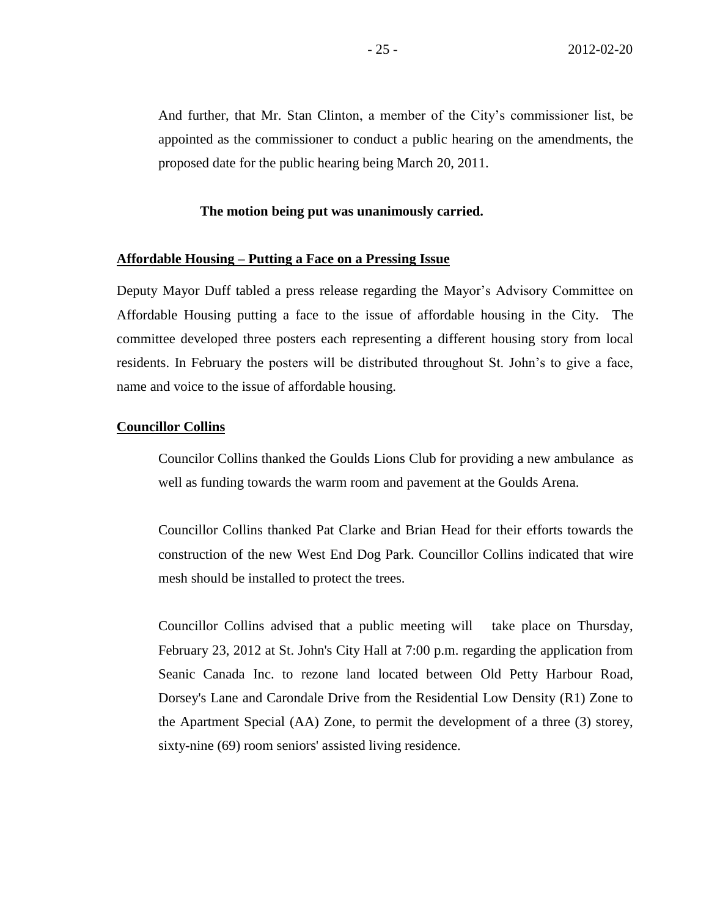And further, that Mr. Stan Clinton, a member of the City's commissioner list, be appointed as the commissioner to conduct a public hearing on the amendments, the proposed date for the public hearing being March 20, 2011.

**The motion being put was unanimously carried.**

**Affordable Housing – Putting a Face on a Pressing Issue**

Deputy Mayor Duff tabled a press release regarding the Mayor's Advisory Committee on Affordable Housing putting a face to the issue of affordable housing in the City. The committee developed three posters each representing a different housing story from local residents. In February the posters will be distributed throughout St. John's to give a face, name and voice to the issue of affordable housing.

**Councillor Collins**

Councilor Collins thanked the Goulds Lions Club for providing a new ambulance as well as funding towards the warm room and pavement at the Goulds Arena.

Councillor Collins thanked Pat Clarke and Brian Head for their efforts towards the construction of the new West End Dog Park. Councillor Collins indicated that wire mesh should be installed to protect the trees.

Councillor Collins advised that a public meeting will take place on Thursday, February 23, 2012 at St. John's City Hall at 7:00 p.m. regarding the application from Seanic Canada Inc. to rezone land located between Old Petty Harbour Road, Dorsey's Lane and Carondale Drive from the Residential Low Density (R1) Zone to the Apartment Special (AA) Zone, to permit the development of a three (3) storey, sixty-nine (69) room seniors' assisted living residence.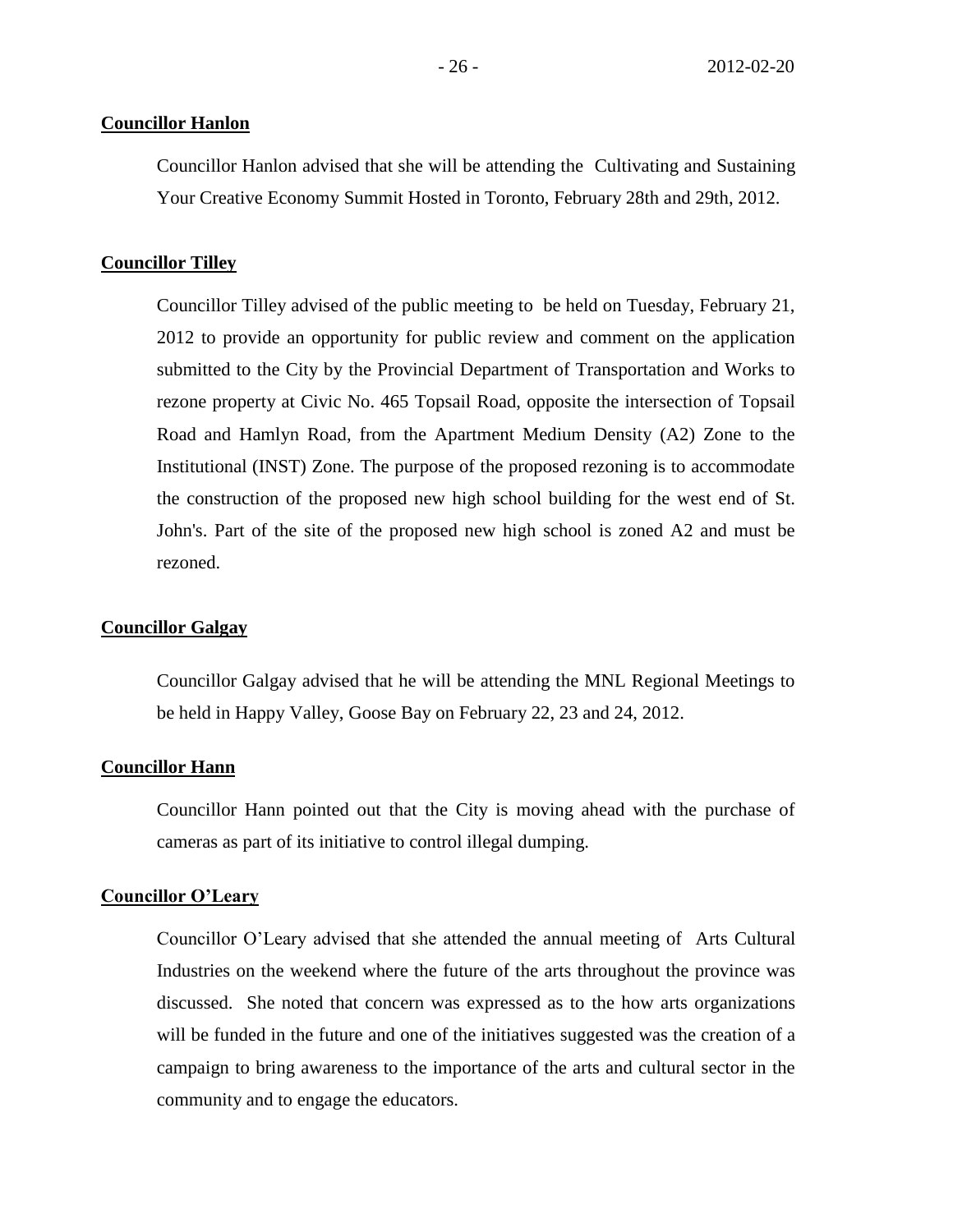**Councillor Hanlon**

Councillor Hanlon advised that she will be attending the Cultivating and Sustaining Your Creative Economy Summit Hosted in Toronto, February 28th and 29th, 2012.

**Councillor Tilley**

Councillor Tilley advised of the public meeting to be held on Tuesday, February 21, 2012 to provide an opportunity for public review and comment on the application submitted to the City by the Provincial Department of Transportation and Works to rezone property at Civic No. 465 Topsail Road, opposite the intersection of Topsail Road and Hamlyn Road, from the Apartment Medium Density (A2) Zone to the Institutional (INST) Zone. The purpose of the proposed rezoning is to accommodate the construction of the proposed new high school building for the west end of St. John's. Part of the site of the proposed new high school is zoned A2 and must be rezoned.

**Councillor Galgay**

Councillor Galgay advised that he will be attending the MNL Regional Meetings to be held in Happy Valley, Goose Bay on February 22, 23 and 24, 2012.

**Councillor Hann**

Councillor Hann pointed out that the City is moving ahead with the purchase of cameras as part of its initiative to control illegal dumping.

**Councillor O'Leary**

Councillor O'Leary advised that she attended the annual meeting of Arts Cultural Industries on the weekend where the future of the arts throughout the province was discussed. She noted that concern was expressed as to the how arts organizations will be funded in the future and one of the initiatives suggested was the creation of a campaign to bring awareness to the importance of the arts and cultural sector in the community and to engage the educators.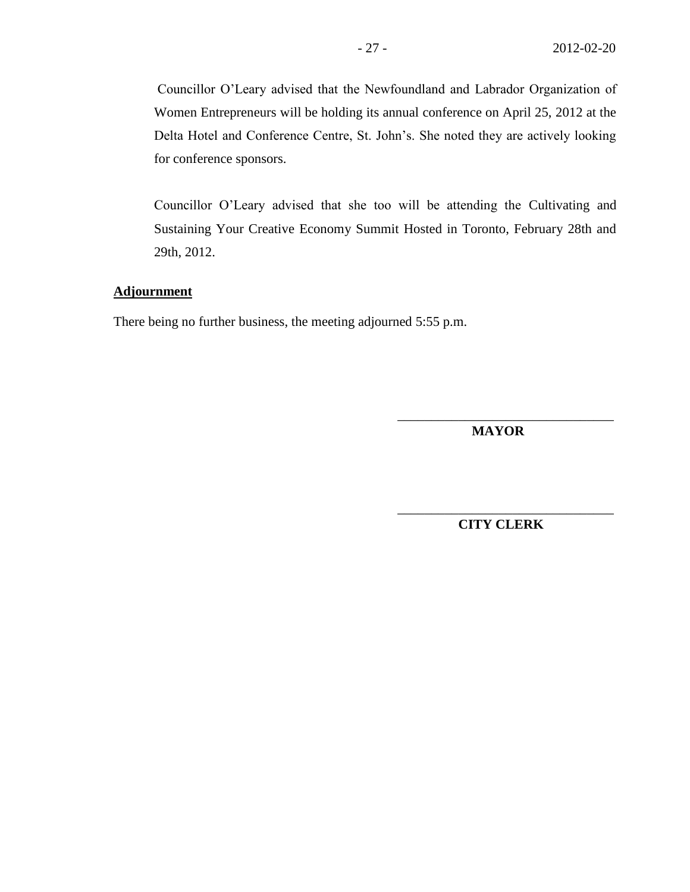Councillor O'Leary advised that the Newfoundland and Labrador Organization of Women Entrepreneurs will be holding its annual conference on April 25, 2012 at the Delta Hotel and Conference Centre, St. John's. She noted they are actively looking for conference sponsors.

Councillor O'Leary advised that she too will be attending the Cultivating and Sustaining Your Creative Economy Summit Hosted in Toronto, February 28th and 29th, 2012.

**Adjournment**

There being no further business, the meeting adjourned 5:55 p.m.

\_\_\_\_\_\_\_\_\_\_\_\_\_\_\_\_\_\_\_\_\_\_\_\_\_\_\_\_\_\_\_\_

**MAYOR**

\_\_\_\_\_\_\_\_\_\_\_\_\_\_\_\_\_\_\_\_\_\_\_\_\_\_\_\_\_\_\_\_

**CITY CLERK**